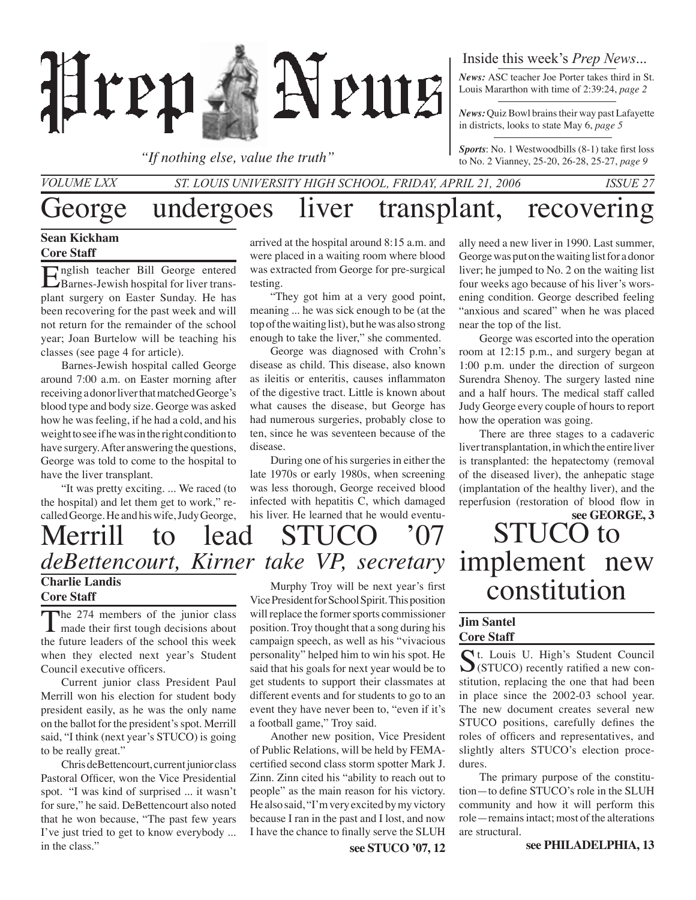# Prep News

*"If nothing else, value the truth"*

Inside this week's *Prep News*...

***News:*** ASC teacher Joe Porter takes third in St. Louis Mararthon with time of 2:39:24, *page 2*

***News:*** Quiz Bowl brains their way past Lafayette in districts, looks to state May 6, *page 5*

***Sports*:** No. 1 Westwoodbills (8-1) take first loss to No. 2 Vianney, 25-20, 26-28, 25-27, *page 9*

*VOLUME LXX* *ST. LOUIS UNIVERSITY HIGH SCHOOL, FRIDAY, APRIL 21, 2006* *ISSUE 27*

# George undergoes liver transplant, recovering

**Sean Kickham**
**Core Staff**

English teacher Bill George entered Barnes-Jewish hospital for liver transplant surgery on Easter Sunday. He has been recovering for the past week and will not return for the remainder of the school year; Joan Burtelow will be teaching his classes (see page 4 for article).

Barnes-Jewish hospital called George around 7:00 a.m. on Easter morning after receiving a donor liver that matched George's blood type and body size. George was asked how he was feeling, if he had a cold, and his weight to see if he was in the right condition to have surgery. After answering the questions, George was told to come to the hospital to have the liver transplant.

"It was pretty exciting. ... We raced (to the hospital) and let them get to work," recalled George. He and his wife, Judy George, arrived at the hospital around 8:15 a.m. and were placed in a waiting room where blood was extracted from George for pre-surgical testing.

"They got him at a very good point, meaning ... he was sick enough to be (at the top of the waiting list), but he was also strong enough to take the liver," she commented.

George was diagnosed with Crohn's disease as child. This disease, also known as ileitis or enteritis, causes inflammaton of the digestive tract. Little is known about what causes the disease, but George has had numerous surgeries, probably close to ten, since he was seventeen because of the disease.

During one of his surgeries in either the late 1970s or early 1980s, when screening was less thorough, George received blood infected with hepatitis C, which damaged his liver. He learned that he would eventually need a new liver in 1990. Last summer, George was put on the waiting list for a donor liver; he jumped to No. 2 on the waiting list four weeks ago because of his liver's worsening condition. George described feeling "anxious and scared" when he was placed near the top of the list.

George was escorted into the operation room at 12:15 p.m., and surgery began at 1:00 p.m. under the direction of surgeon Surendra Shenoy. The surgery lasted nine and a half hours. The medical staff called Judy George every couple of hours to report how the operation was going.

There are three stages to a cadaveric liver transplantation, in which the entire liver is transplanted: the hepatectomy (removal of the diseased liver), the anhepatic stage (implantation of the healthy liver), and the reperfusion (restoration of blood flow in

**see GEORGE, 3**

# Merrill to lead STUCO '07

## *deBettencourt, Kirner take VP, secretary*

**Charlie Landis**
**Core Staff**

The 274 members of the junior class made their first tough decisions about the future leaders of the school this week when they elected next year's Student Council executive officers.

Current junior class President Paul Merrill won his election for student body president easily, as he was the only name on the ballot for the president's spot. Merrill said, "I think (next year's STUCO) is going to be really great."

Chris deBettencourt, current junior class Pastoral Officer, won the Vice Presidential spot. "I was kind of surprised ... it wasn't for sure," he said. DeBettencourt also noted that he won because, "The past few years I've just tried to get to know everybody ... in the class."

Murphy Troy will be next year's first Vice President for School Spirit. This position will replace the former sports commissioner position. Troy thought that a song during his campaign speech, as well as his "vivacious personality" helped him to win his spot. He said that his goals for next year would be to get students to support their classmates at different events and for students to go to an event they have never been to, "even if it's a football game," Troy said.

Another new position, Vice President of Public Relations, will be held by FEMA-certified second class storm spotter Mark J. Zinn. Zinn cited his "ability to reach out to people" as the main reason for his victory. He also said, "I'm very excited by my victory because I ran in the past and I lost, and now I have the chance to finally serve the SLUH

**see STUCO '07, 12**

# STUCO to implement new constitution

**Jim Santel**
**Core Staff**

St. Louis U. High's Student Council (STUCO) recently ratified a new constitution, replacing the one that had been in place since the 2002-03 school year. The new document creates several new STUCO positions, carefully defines the roles of officers and representatives, and slightly alters STUCO's election procedures.

The primary purpose of the constitution—to define STUCO's role in the SLUH community and how it will perform this role—remains intact; most of the alterations are structural.

**see PHILADELPHIA, 13**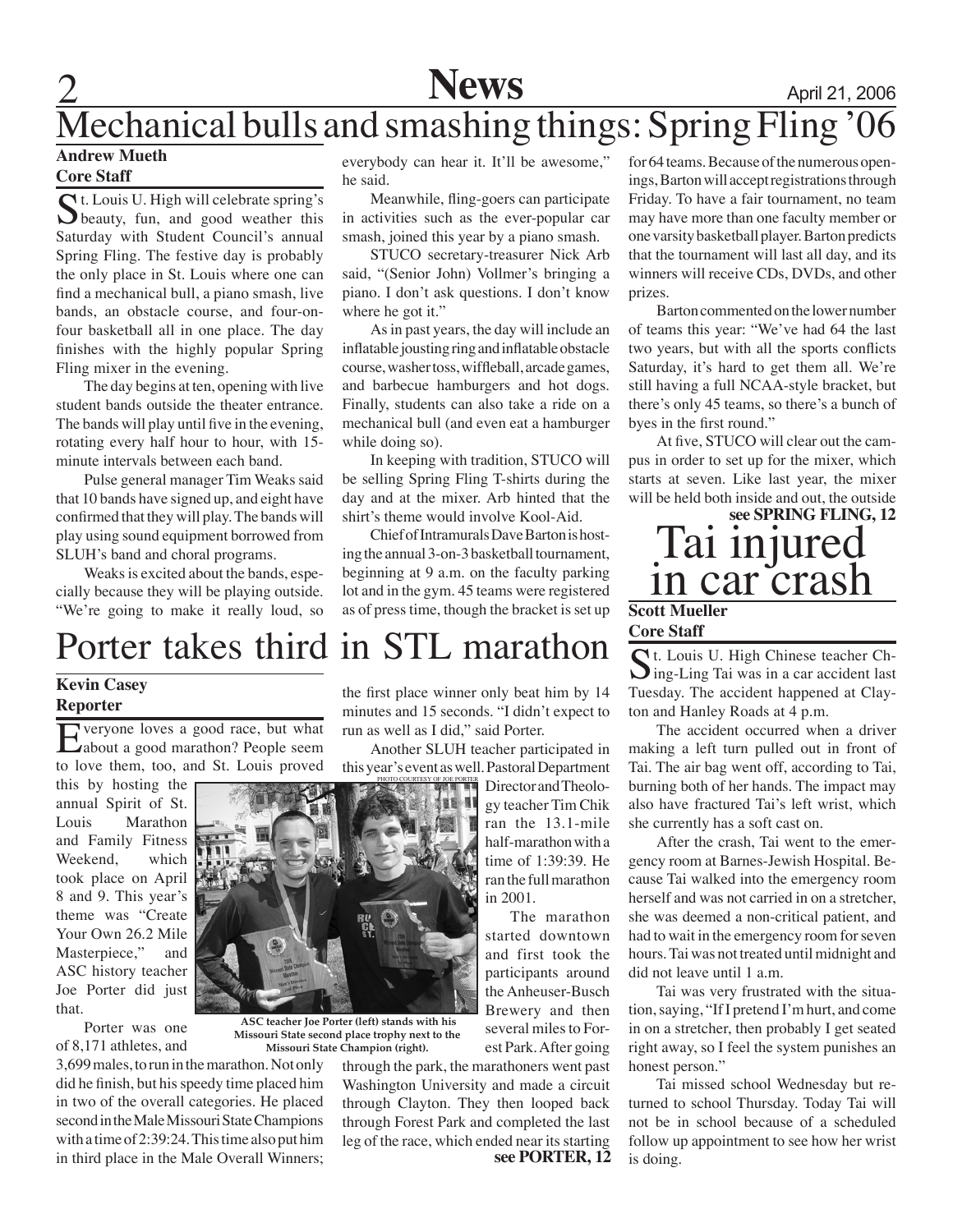# Mechanical bulls and smashing things: Spring Fling '06

**Andrew Mueth**
**Core Staff**

St. Louis U. High will celebrate spring's beauty, fun, and good weather this Saturday with Student Council's annual Spring Fling. The festive day is probably the only place in St. Louis where one can find a mechanical bull, a piano smash, live bands, an obstacle course, and four-on-four basketball all in one place. The day finishes with the highly popular Spring Fling mixer in the evening.

The day begins at ten, opening with live student bands outside the theater entrance. The bands will play until five in the evening, rotating every half hour to hour, with 15-minute intervals between each band.

Pulse general manager Tim Weaks said that 10 bands have signed up, and eight have confirmed that they will play. The bands will play using sound equipment borrowed from SLUH's band and choral programs.

Weaks is excited about the bands, especially because they will be playing outside. "We're going to make it really loud, so everybody can hear it. It'll be awesome," he said.

Meanwhile, fling-goers can participate in activities such as the ever-popular car smash, joined this year by a piano smash.

STUCO secretary-treasurer Nick Arb said, "(Senior John) Vollmer's bringing a piano. I don't ask questions. I don't know where he got it."

As in past years, the day will include an inflatable jousting ring and inflatable obstacle course, washer toss, wiffleball, arcade games, and barbecue hamburgers and hot dogs. Finally, students can also take a ride on a mechanical bull (and even eat a hamburger while doing so).

In keeping with tradition, STUCO will be selling Spring Fling T-shirts during the day and at the mixer. Arb hinted that the shirt's theme would involve Kool-Aid.

Chief of Intramurals Dave Barton is hosting the annual 3-on-3 basketball tournament, beginning at 9 a.m. on the faculty parking lot and in the gym. 45 teams were registered as of press time, though the bracket is set up for 64 teams. Because of the numerous openings, Barton will accept registrations through Friday. To have a fair tournament, no team may have more than one faculty member or one varsity basketball player. Barton predicts that the tournament will last all day, and its winners will receive CDs, DVDs, and other prizes.

Barton commented on the lower number of teams this year: "We've had 64 the last two years, but with all the sports conflicts Saturday, it's hard to get them all. We're still having a full NCAA-style bracket, but there's only 45 teams, so there's a bunch of byes in the first round."

At five, STUCO will clear out the campus in order to set up for the mixer, which starts at seven. Like last year, the mixer will be held both inside and out, the outside

**see SPRING FLING, 12**

# Porter takes third in STL marathon

**Kevin Casey**
**Reporter**

Everyone loves a good race, but what about a good marathon? People seem to love them, too, and St. Louis proved this by hosting the annual Spirit of St. Louis Marathon and Family Fitness Weekend, which took place on April 8 and 9. This year's theme was "Create Your Own 26.2 Mile Masterpiece," and ASC history teacher Joe Porter did just that.

Porter was one of 8,171 athletes, and 3,699 males, to run in the marathon. Not only did he finish, but his speedy time placed him in two of the overall categories. He placed second in the Male Missouri State Champions with a time of 2:39:24. This time also put him in third place in the Male Overall Winners; the first place winner only beat him by 14 minutes and 15 seconds. "I didn't expect to run as well as I did," said Porter.

PHOTO COURTESY OF JOE PORTER

**ASC teacher Joe Porter (left) stands with his Missouri State second place trophy next to the Missouri State Champion (right).**

Another SLUH teacher participated in this year's event as well. Pastoral Department Director and Theology teacher Tim Chik ran the 13.1-mile half-marathon with a time of 1:39:39. He ran the full marathon in 2001.

The marathon started downtown and first took the participants around the Anheuser-Busch Brewery and then several miles to Forest Park. After going through the park, the marathoners went past Washington University and made a circuit through Clayton. They then looped back through Forest Park and completed the last leg of the race, which ended near its starting

**see PORTER, 12**

# Tai injured in car crash

**Scott Mueller**
**Core Staff**

St. Louis U. High Chinese teacher Ching-Ling Tai was in a car accident last Tuesday. The accident happened at Clayton and Hanley Roads at 4 p.m.

The accident occurred when a driver making a left turn pulled out in front of Tai. The air bag went off, according to Tai, burning both of her hands. The impact may also have fractured Tai's left wrist, which she currently has a soft cast on.

After the crash, Tai went to the emergency room at Barnes-Jewish Hospital. Because Tai walked into the emergency room herself and was not carried in on a stretcher, she was deemed a non-critical patient, and had to wait in the emergency room for seven hours. Tai was not treated until midnight and did not leave until 1 a.m.

Tai was very frustrated with the situation, saying, "If I pretend I'm hurt, and come in on a stretcher, then probably I get seated right away, so I feel the system punishes an honest person."

Tai missed school Wednesday but returned to school Thursday. Today Tai will not be in school because of a scheduled follow up appointment to see how her wrist is doing.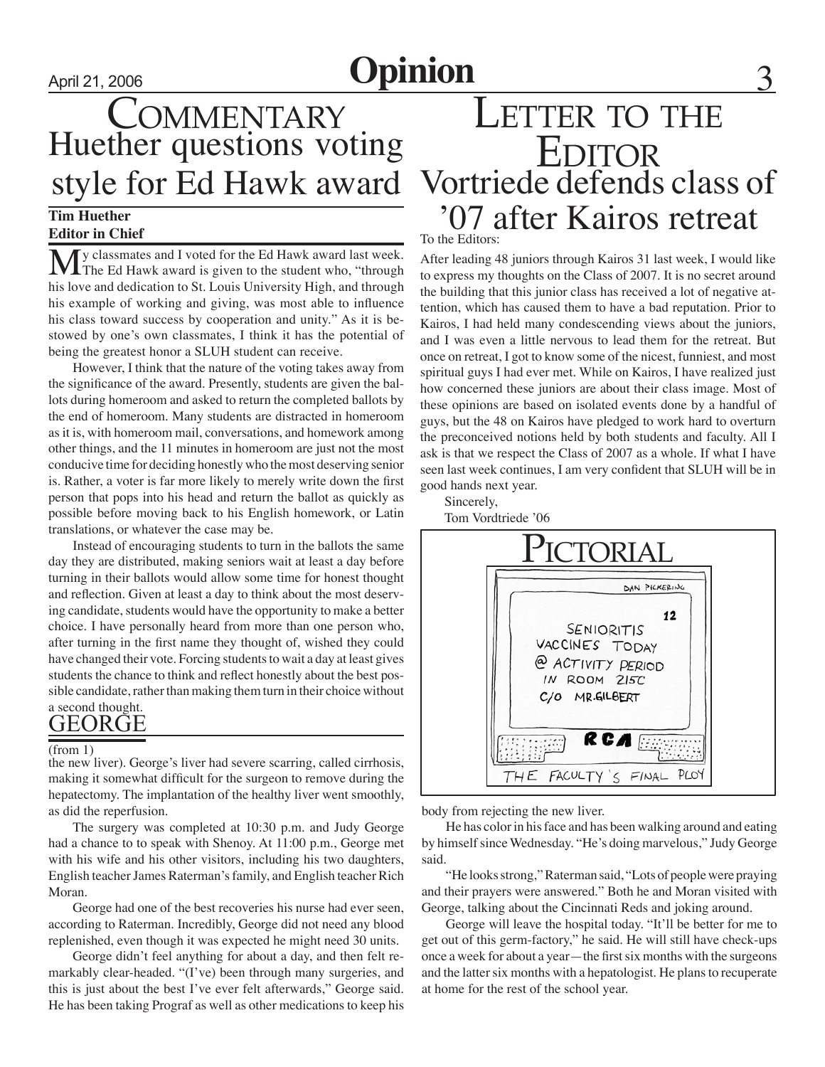## Commentary

# Huether questions voting style for Ed Hawk award

**Tim Huether**
**Editor in Chief**

My classmates and I voted for the Ed Hawk award last week. The Ed Hawk award is given to the student who, "through his love and dedication to St. Louis University High, and through his example of working and giving, was most able to influence his class toward success by cooperation and unity." As it is bestowed by one's own classmates, I think it has the potential of being the greatest honor a SLUH student can receive.

However, I think that the nature of the voting takes away from the significance of the award. Presently, students are given the ballots during homeroom and asked to return the completed ballots by the end of homeroom. Many students are distracted in homeroom as it is, with homeroom mail, conversations, and homework among other things, and the 11 minutes in homeroom are just not the most conducive time for deciding honestly who the most deserving senior is. Rather, a voter is far more likely to merely write down the first person that pops into his head and return the ballot as quickly as possible before moving back to his English homework, or Latin translations, or whatever the case may be.

Instead of encouraging students to turn in the ballots the same day they are distributed, making seniors wait at least a day before turning in their ballots would allow some time for honest thought and reflection. Given at least a day to think about the most deserving candidate, students would have the opportunity to make a better choice. I have personally heard from more than one person who, after turning in the first name they thought of, wished they could have changed their vote. Forcing students to wait a day at least gives students the chance to think and reflect honestly about the best possible candidate, rather than making them turn in their choice without a second thought.

## George

(from 1)

the new liver). George's liver had severe scarring, called cirrhosis, making it somewhat difficult for the surgeon to remove during the hepatectomy. The implantation of the healthy liver went smoothly, as did the reperfusion.

The surgery was completed at 10:30 p.m. and Judy George had a chance to to speak with Shenoy. At 11:00 p.m., George met with his wife and his other visitors, including his two daughters, English teacher James Raterman's family, and English teacher Rich Moran.

George had one of the best recoveries his nurse had ever seen, according to Raterman. Incredibly, George did not need any blood replenished, even though it was expected he might need 30 units.

George didn't feel anything for about a day, and then felt remarkably clear-headed. "(I've) been through many surgeries, and this is just about the best I've ever felt afterwards," George said. He has been taking Prograf as well as other medications to keep his body from rejecting the new liver.

He has color in his face and has been walking around and eating by himself since Wednesday. "He's doing marvelous," Judy George said.

"He looks strong," Raterman said, "Lots of people were praying and their prayers were answered." Both he and Moran visited with George, talking about the Cincinnati Reds and joking around.

George will leave the hospital today. "It'll be better for me to get out of this germ-factory," he said. He will still have check-ups once a week for about a year—the first six months with the surgeons and the latter six months with a hepatologist. He plans to recuperate at home for the rest of the school year.

## Letter to the Editor

# Vortriede defends class of '07 after Kairos retreat

To the Editors:

After leading 48 juniors through Kairos 31 last week, I would like to express my thoughts on the Class of 2007. It is no secret around the building that this junior class has received a lot of negative attention, which has caused them to have a bad reputation. Prior to Kairos, I had held many condescending views about the juniors, and I was even a little nervous to lead them for the retreat. But once on retreat, I got to know some of the nicest, funniest, and most spiritual guys I had ever met. While on Kairos, I have realized just how concerned these juniors are about their class image. Most of these opinions are based on isolated events done by a handful of guys, but the 48 on Kairos have pledged to work hard to overturn the preconceived notions held by both students and faculty. All I ask is that we respect the Class of 2007 as a whole. If what I have seen last week continues, I am very confident that SLUH will be in good hands next year.

Sincerely,
Tom Vordtriede '06

## Pictorial

DAN PICKERING

12

SENIORITIS VACCINES TODAY @ ACTIVITY PERIOD IN ROOM 215C C/O MR. GILBERT

RCA

THE FACULTY'S FINAL PLOY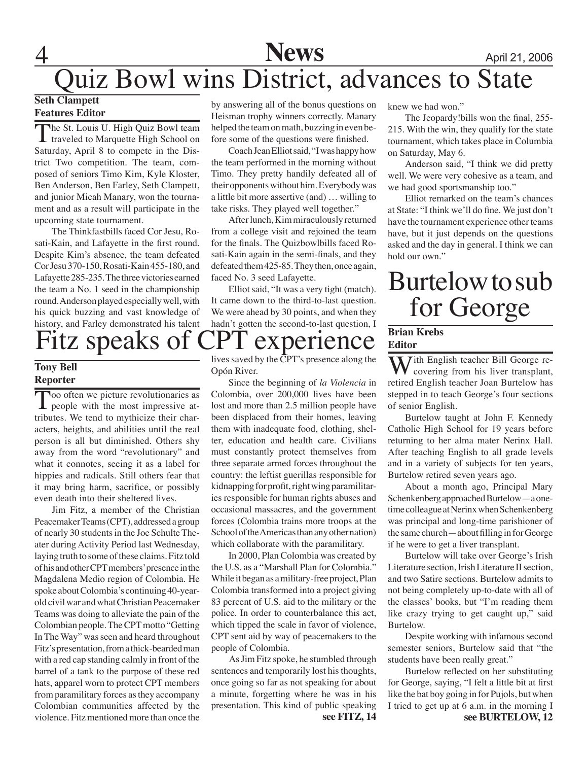# Quiz Bowl wins District, advances to State

**Seth Clampett**
**Features Editor**

The St. Louis U. High Quiz Bowl team traveled to Marquette High School on Saturday, April 8 to compete in the District Two competition. The team, composed of seniors Timo Kim, Kyle Kloster, Ben Anderson, Ben Farley, Seth Clampett, and junior Micah Manary, won the tournament and as a result will participate in the upcoming state tournament.

The Thinkfastbills faced Cor Jesu, Rosati-Kain, and Lafayette in the first round. Despite Kim's absence, the team defeated Cor Jesu 370-150, Rosati-Kain 455-180, and Lafayette 285-235. The three victories earned the team a No. 1 seed in the championship round. Anderson played especially well, with his quick buzzing and vast knowledge of history, and Farley demonstrated his talent by answering all of the bonus questions on Heisman trophy winners correctly. Manary helped the team on math, buzzing in even before some of the questions were finished.

Coach Jean Elliot said, "I was happy how the team performed in the morning without Timo. They pretty handily defeated all of their opponents without him. Everybody was a little bit more assertive (and) … willing to take risks. They played well together."

After lunch, Kim miraculously returned from a college visit and rejoined the team for the finals. The Quizbowlbills faced Rosati-Kain again in the semi-finals, and they defeated them 425-85. They then, once again, faced No. 3 seed Lafayette.

Elliot said, "It was a very tight (match). It came down to the third-to-last question. We were ahead by 30 points, and when they hadn't gotten the second-to-last question, I knew we had won."

The Jeopardy!bills won the final, 255-215. With the win, they qualify for the state tournament, which takes place in Columbia on Saturday, May 6.

Anderson said, "I think we did pretty well. We were very cohesive as a team, and we had good sportsmanship too."

Elliot remarked on the team's chances at State: "I think we'll do fine. We just don't have the tournament experience other teams have, but it just depends on the questions asked and the day in general. I think we can hold our own."

# Fitz speaks of CPT experience

**Tony Bell**
**Reporter**

Too often we picture revolutionaries as people with the most impressive attributes. We tend to mythicize their characters, heights, and abilities until the real person is all but diminished. Others shy away from the word "revolutionary" and what it connotes, seeing it as a label for hippies and radicals. Still others fear that it may bring harm, sacrifice, or possibly even death into their sheltered lives.

Jim Fitz, a member of the Christian Peacemaker Teams (CPT), addressed a group of nearly 30 students in the Joe Schulte Theater during Activity Period last Wednesday, laying truth to some of these claims. Fitz told of his and other CPT members' presence in the Magdalena Medio region of Colombia. He spoke about Colombia's continuing 40-year-old civil war and what Christian Peacemaker Teams was doing to alleviate the pain of the Colombian people. The CPT motto "Getting In The Way" was seen and heard throughout Fitz's presentation, from a thick-bearded man with a red cap standing calmly in front of the barrel of a tank to the purpose of these red hats, apparel worn to protect CPT members from paramilitary forces as they accompany Colombian communities affected by the violence. Fitz mentioned more than once the lives saved by the CPT's presence along the Opón River.

Since the beginning of *la Violencia* in Colombia, over 200,000 lives have been lost and more than 2.5 million people have been displaced from their homes, leaving them with inadequate food, clothing, shelter, education and health care. Civilians must constantly protect themselves from three separate armed forces throughout the country: the leftist guerillas responsible for kidnapping for profit, right wing paramilitaries responsible for human rights abuses and occasional massacres, and the government forces (Colombia trains more troops at the School of the Americas than any other nation) which collaborate with the paramilitary.

In 2000, Plan Colombia was created by the U.S. as a "Marshall Plan for Colombia." While it began as a military-free project, Plan Colombia transformed into a project giving 83 percent of U.S. aid to the military or the police. In order to counterbalance this act, which tipped the scale in favor of violence, CPT sent aid by way of peacemakers to the people of Colombia.

As Jim Fitz spoke, he stumbled through sentences and temporarily lost his thoughts, once going so far as not speaking for about a minute, forgetting where he was in his presentation. This kind of public speaking

**see FITZ, 14**

# Burtelow to sub for George

**Brian Krebs**
**Editor**

With English teacher Bill George recovering from his liver transplant, retired English teacher Joan Burtelow has stepped in to teach George's four sections of senior English.

Burtelow taught at John F. Kennedy Catholic High School for 19 years before returning to her alma mater Nerinx Hall. After teaching English to all grade levels and in a variety of subjects for ten years, Burtelow retired seven years ago.

About a month ago, Principal Mary Schenkenberg approached Burtelow—a onetime colleague at Nerinx when Schenkenberg was principal and long-time parishioner of the same church—about filling in for George if he were to get a liver transplant.

Burtelow will take over George's Irish Literature section, Irish Literature II section, and two Satire sections. Burtelow admits to not being completely up-to-date with all of the classes' books, but "I'm reading them like crazy trying to get caught up," said Burtelow.

Despite working with infamous second semester seniors, Burtelow said that "the students have been really great."

Burtelow reflected on her substituting for George, saying, "I felt a little bit at first like the bat boy going in for Pujols, but when I tried to get up at 6 a.m. in the morning I

**see BURTELOW, 12**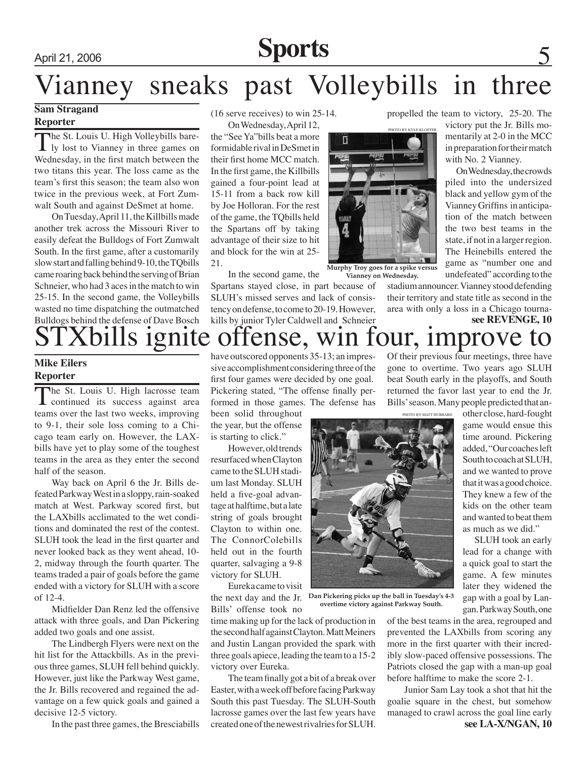# Vianney sneaks past Volleybills in three

**Sam Stragand**
**Reporter**

The St. Louis U. High Volleybills barely lost to Vianney in three games on Wednesday, in the first match between the two titans this year. The loss came as the team's first this season; the team also won twice in the previous week, at Fort Zumwalt South and against DeSmet at home.

On Tuesday, April 11, the Killbills made another trek across the Missouri River to easily defeat the Bulldogs of Fort Zumwalt South. In the first game, after a customarily slow start and falling behind 9-10, the TQbills came roaring back behind the serving of Brian Schneier, who had 3 aces in the match to win 25-15. In the second game, the Volleybills wasted no time dispatching the outmatched Bulldogs behind the defense of Dave Bosch (16 serve receives) to win 25-14.

On Wednesday, April 12, the "See Ya"bills beat a more formidable rival in DeSmet in their first home MCC match. In the first game, the Killbills gained a four-point lead at 15-11 from a back row kill by Joe Holloran. For the rest of the game, the TQbills held the Spartans off by taking advantage of their size to hit and block for the win at 25-21.

In the second game, the Spartans stayed close, in part because of SLUH's missed serves and lack of consistency on defense, to come to 20-19. However, kills by junior Tyler Caldwell and Schneier propelled the team to victory, 25-20. The victory put the Jr. Bills momentarily at 2-0 in the MCC in preparation for their match with No. 2 Vianney.

PHOTO BY KYLE KLOSTER

**Murphy Troy goes for a spike versus Vianney on Wednesday.**

On Wednesday, the crowds piled into the undersized black and yellow gym of the Vianney Griffins in anticipation of the match between the two best teams in the state, if not in a larger region. The Heinebills entered the game as "number one and undefeated" according to the stadium announcer. Vianney stood defending their territory and state title as second in the area with only a loss in a Chicago tourna-

**see REVENGE, 10**

# STXbills ignite offense, win four, improve to

**Mike Eilers**
**Reporter**

The St. Louis U. High lacrosse team continued its success against area teams over the last two weeks, improving to 9-1, their sole loss coming to a Chicago team early on. However, the LAXbills have yet to play some of the toughest teams in the area as they enter the second half of the season.

Way back on April 6 the Jr. Bills defeated Parkway West in a sloppy, rain-soaked match at West. Parkway scored first, but the LAXbills acclimated to the wet conditions and dominated the rest of the contest. SLUH took the lead in the first quarter and never looked back as they went ahead, 10-2, midway through the fourth quarter. The teams traded a pair of goals before the game ended with a victory for SLUH with a score of 12-4.

Midfielder Dan Renz led the offensive attack with three goals, and Dan Pickering added two goals and one assist.

The Lindbergh Flyers were next on the hit list for the Attackbills. As in the previous three games, SLUH fell behind quickly. However, just like the Parkway West game, the Jr. Bills recovered and regained the advantage on a few quick goals and gained a decisive 12-5 victory.

In the past three games, the Bresciabills have outscored opponents 35-13; an impressive accomplishment considering three of the first four games were decided by one goal. Pickering stated, "The offense finally performed in those games. The defense has been solid throughout the year, but the offense is starting to click."

However, old trends resurfaced when Clayton came to the SLUH stadium last Monday. SLUH held a five-goal advantage at halftime, but a late string of goals brought Clayton to within one. The ConnorColebills held out in the fourth quarter, salvaging a 9-8 victory for SLUH.

Eureka came to visit the next day and the Jr. Bills' offense took no time making up for the lack of production in the second half against Clayton. Matt Meiners and Justin Langan provided the spark with three goals apiece, leading the team to a 15-2 victory over Eureka.

The team finally got a bit of a break over Easter, with a week off before facing Parkway South this past Tuesday. The SLUH-South lacrosse games over the last few years have created one of the newest rivalries for SLUH. Of their previous four meetings, three have gone to overtime. Two years ago SLUH beat South early in the playoffs, and South returned the favor last year to end the Jr. Bills' season. Many people predicted that another close, hard-fought game would ensue this time around. Pickering added, "Our coaches left South to coach at SLUH, and we wanted to prove that it was a good choice. They knew a few of the kids on the other team and wanted to beat them as much as we did."

PHOTO BY MATT HUBBARD

**Dan Pickering picks up the ball in Tuesday's 4-3 overtime victory against Parkway South.**

SLUH took an early lead for a change with a quick goal to start the game. A few minutes later they widened the gap with a goal by Langan. Parkway South, one of the best teams in the area, regrouped and prevented the LAXbills from scoring any more in the first quarter with their incredibly slow-paced offensive possessions. The Patriots closed the gap with a man-up goal before halftime to make the score 2-1.

Junior Sam Lay took a shot that hit the goalie square in the chest, but somehow managed to crawl across the goal line early

**see LA-X/NGAN, 10**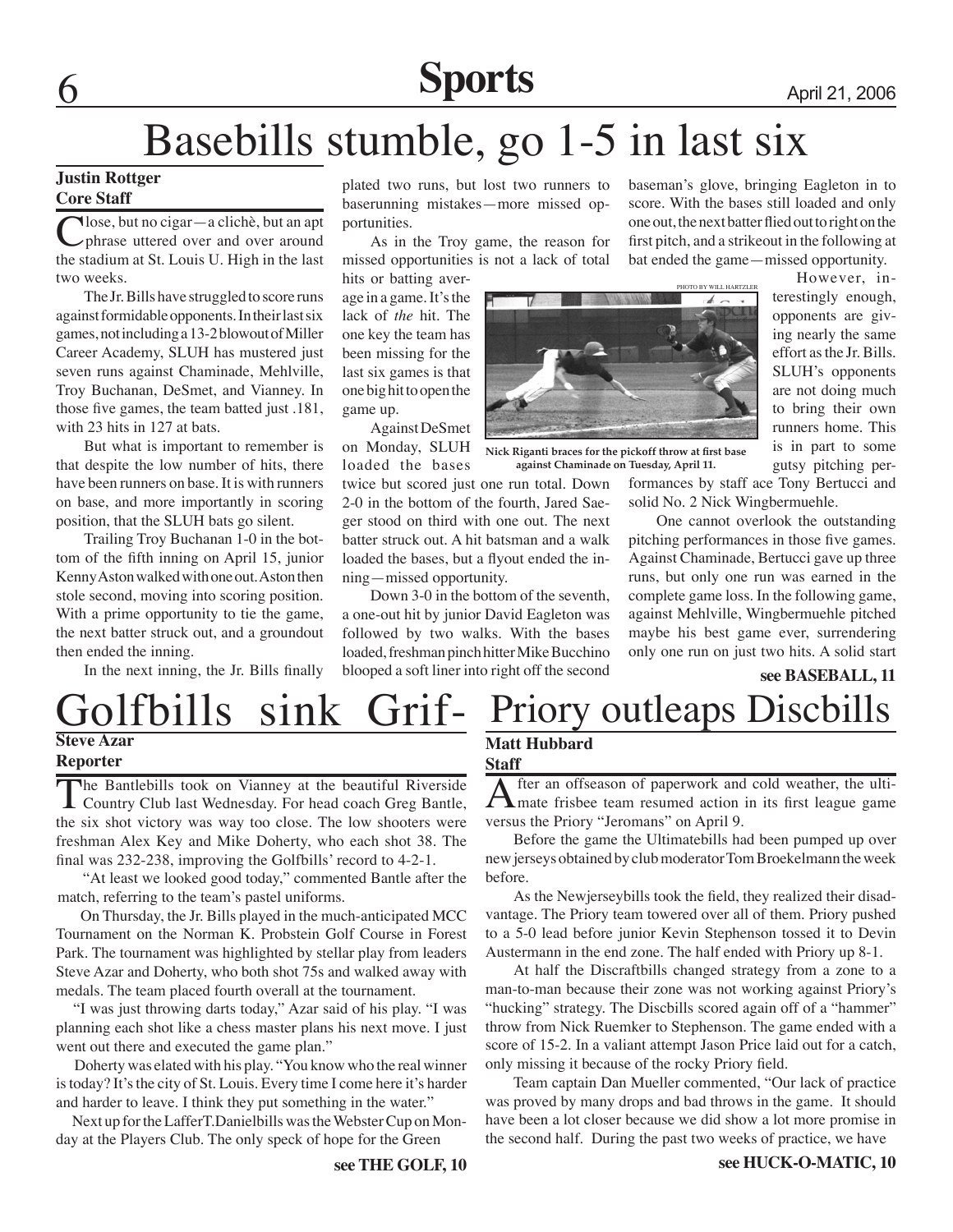# Basebills stumble, go 1-5 in last six

**Justin Rottger**
**Core Staff**

Close, but no cigar—a clichè, but an apt phrase uttered over and over around the stadium at St. Louis U. High in the last two weeks.

The Jr. Bills have struggled to score runs against formidable opponents. In their last six games, not including a 13-2 blowout of Miller Career Academy, SLUH has mustered just seven runs against Chaminade, Mehlville, Troy Buchanan, DeSmet, and Vianney. In those five games, the team batted just .181, with 23 hits in 127 at bats.

But what is important to remember is that despite the low number of hits, there have been runners on base. It is with runners on base, and more importantly in scoring position, that the SLUH bats go silent.

Trailing Troy Buchanan 1-0 in the bottom of the fifth inning on April 15, junior Kenny Aston walked with one out. Aston then stole second, moving into scoring position. With a prime opportunity to tie the game, the next batter struck out, and a groundout then ended the inning.

In the next inning, the Jr. Bills finally plated two runs, but lost two runners to baserunning mistakes—more missed opportunities.

As in the Troy game, the reason for missed opportunities is not a lack of total hits or batting average in a game. It's the lack of *the* hit. The one key the team has been missing for the last six games is that one big hit to open the game up.

Against DeSmet on Monday, SLUH loaded the bases twice but scored just one run total. Down 2-0 in the bottom of the fourth, Jared Saeger stood on third with one out. The next batter struck out. A hit batsman and a walk loaded the bases, but a flyout ended the inning—missed opportunity.

Down 3-0 in the bottom of the seventh, a one-out hit by junior David Eagleton was followed by two walks. With the bases loaded, freshman pinch hitter Mike Bucchino blooped a soft liner into right off the second baseman's glove, bringing Eagleton in to score. With the bases still loaded and only one out, the next batter flied out to right on the first pitch, and a strikeout in the following at bat ended the game—missed opportunity.

PHOTO BY WILL HARTZLER

Nick Riganti braces for the pickoff throw at first base against Chaminade on Tuesday, April 11.

However, interestingly enough, opponents are giving nearly the same effort as the Jr. Bills. SLUH's opponents are not doing much to bring their own runners home. This is in part to some gutsy pitching performances by staff ace Tony Bertucci and solid No. 2 Nick Wingbermuehle.

One cannot overlook the outstanding pitching performances in those five games. Against Chaminade, Bertucci gave up three runs, but only one run was earned in the complete game loss. In the following game, against Mehlville, Wingbermuehle pitched maybe his best game ever, surrendering only one run on just two hits. A solid start

**see BASEBALL, 11**

# Golfbills sink Grif-

**Steve Azar**
**Reporter**

The Bantlebills took on Vianney at the beautiful Riverside Country Club last Wednesday. For head coach Greg Bantle, the six shot victory was way too close. The low shooters were freshman Alex Key and Mike Doherty, who each shot 38. The final was 232-238, improving the Golfbills' record to 4-2-1.

"At least we looked good today," commented Bantle after the match, referring to the team's pastel uniforms.

On Thursday, the Jr. Bills played in the much-anticipated MCC Tournament on the Norman K. Probstein Golf Course in Forest Park. The tournament was highlighted by stellar play from leaders Steve Azar and Doherty, who both shot 75s and walked away with medals. The team placed fourth overall at the tournament.

"I was just throwing darts today," Azar said of his play. "I was planning each shot like a chess master plans his next move. I just went out there and executed the game plan."

Doherty was elated with his play. "You know who the real winner is today? It's the city of St. Louis. Every time I come here it's harder and harder to leave. I think they put something in the water."

Next up for the LafferT.Danielbills was the Webster Cup on Monday at the Players Club. The only speck of hope for the Green

**see THE GOLF, 10**

# Priory outleaps Discbills

**Matt Hubbard**
**Staff**

After an offseason of paperwork and cold weather, the ultimate frisbee team resumed action in its first league game versus the Priory "Jeromans" on April 9.

Before the game the Ultimatebills had been pumped up over new jerseys obtained by club moderator Tom Broekelmann the week before.

As the Newjerseybills took the field, they realized their disadvantage. The Priory team towered over all of them. Priory pushed to a 5-0 lead before junior Kevin Stephenson tossed it to Devin Austermann in the end zone. The half ended with Priory up 8-1.

At half the Discraftbills changed strategy from a zone to a man-to-man because their zone was not working against Priory's "hucking" strategy. The Discbills scored again off of a "hammer" throw from Nick Ruemker to Stephenson. The game ended with a score of 15-2. In a valiant attempt Jason Price laid out for a catch, only missing it because of the rocky Priory field.

Team captain Dan Mueller commented, "Our lack of practice was proved by many drops and bad throws in the game. It should have been a lot closer because we did show a lot more promise in the second half. During the past two weeks of practice, we have

**see HUCK-O-MATIC, 10**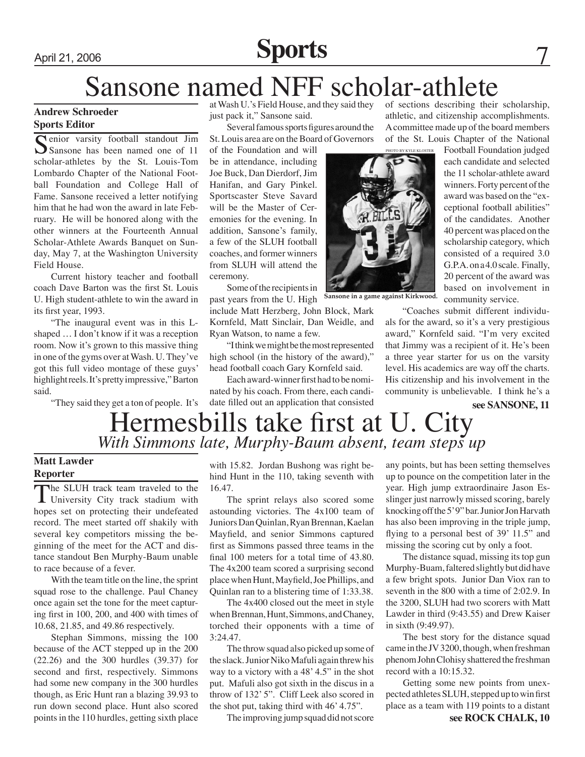# Sansone named NFF scholar-athlete

**Andrew Schroeder**
**Sports Editor**

Senior varsity football standout Jim Sansone has been named one of 11 scholar-athletes by the St. Louis-Tom Lombardo Chapter of the National Football Foundation and College Hall of Fame. Sansone received a letter notifying him that he had won the award in late February. He will be honored along with the other winners at the Fourteenth Annual Scholar-Athlete Awards Banquet on Sunday, May 7, at the Washington University Field House.

Current history teacher and football coach Dave Barton was the first St. Louis U. High student-athlete to win the award in its first year, 1993.

"The inaugural event was in this L-shaped … I don't know if it was a reception room. Now it's grown to this massive thing in one of the gyms over at Wash. U. They've got this full video montage of these guys' highlight reels. It's pretty impressive," Barton said.

"They said they get a ton of people. It's at Wash U.'s Field House, and they said they just pack it," Sansone said.

Several famous sports figures around the St. Louis area are on the Board of Governors of the Foundation and will be in attendance, including Joe Buck, Dan Dierdorf, Jim Hanifan, and Gary Pinkel. Sportscaster Steve Savard will be the Master of Ceremonies for the evening. In addition, Sansone's family, a few of the SLUH football coaches, and former winners from SLUH will attend the ceremony.

Some of the recipients in past years from the U. High include Matt Herzberg, John Block, Mark Kornfeld, Matt Sinclair, Dan Weidle, and Ryan Watson, to name a few.

"I think we might be the most represented high school (in the history of the award)," head football coach Gary Kornfeld said.

Each award-winner first had to be nominated by his coach. From there, each candidate filled out an application that consisted of sections describing their scholarship, athletic, and citizenship accomplishments. A committee made up of the board members of the St. Louis Chapter of the National Football Foundation judged each candidate and selected the 11 scholar-athlete award winners. Forty percent of the award was based on the "exceptional football abilities" of the candidates. Another 40 percent was placed on the scholarship category, which consisted of a required 3.0 G.P.A. on a 4.0 scale. Finally, 20 percent of the award was based on involvement in community service.

PHOTO BY KYLE KLOSTER

Sansone in a game against Kirkwood.

"Coaches submit different individuals for the award, so it's a very prestigious award," Kornfeld said. "I'm very excited that Jimmy was a recipient of it. He's been a three year starter for us on the varsity level. His academics are way off the charts. His citizenship and his involvement in the community is unbelievable. I think he's a

**see SANSONE, 11**

# Hermesbills take first at U. City

*With Simmons late, Murphy-Baum absent, team steps up*

**Matt Lawder**
**Reporter**

The SLUH track team traveled to the University City track stadium with hopes set on protecting their undefeated record. The meet started off shakily with several key competitors missing the beginning of the meet for the ACT and distance standout Ben Murphy-Baum unable to race because of a fever.

With the team title on the line, the sprint squad rose to the challenge. Paul Chaney once again set the tone for the meet capturing first in 100, 200, and 400 with times of 10.68, 21.85, and 49.86 respectively.

Stephan Simmons, missing the 100 because of the ACT stepped up in the 200 (22.26) and the 300 hurdles (39.37) for second and first, respectively. Simmons had some new company in the 300 hurdles though, as Eric Hunt ran a blazing 39.93 to run down second place. Hunt also scored points in the 110 hurdles, getting sixth place with 15.82. Jordan Bushong was right behind Hunt in the 110, taking seventh with 16.47.

The sprint relays also scored some astounding victories. The 4x100 team of Juniors Dan Quinlan, Ryan Brennan, Kaelan Mayfield, and senior Simmons captured first as Simmons passed three teams in the final 100 meters for a total time of 43.80. The 4x200 team scored a surprising second place when Hunt, Mayfield, Joe Phillips, and Quinlan ran to a blistering time of 1:33.38.

The 4x400 closed out the meet in style when Brennan, Hunt, Simmons, and Chaney, torched their opponents with a time of 3:24.47.

The throw squad also picked up some of the slack. Junior Niko Mafuli again threw his way to a victory with a 48' 4.5" in the shot put. Mafuli also got sixth in the discus in a throw of 132' 5". Cliff Leek also scored in the shot put, taking third with 46' 4.75".

The improving jump squad did not score any points, but has been setting themselves up to pounce on the competition later in the year. High jump extraordinaire Jason Esslinger just narrowly missed scoring, barely knocking off the 5'9" bar. Junior Jon Harvath has also been improving in the triple jump, flying to a personal best of 39' 11.5" and missing the scoring cut by only a foot.

The distance squad, missing its top gun Murphy-Buam, faltered slightly but did have a few bright spots. Junior Dan Viox ran to seventh in the 800 with a time of 2:02.9. In the 3200, SLUH had two scorers with Matt Lawder in third (9:43.55) and Drew Kaiser in sixth (9:49.97).

The best story for the distance squad came in the JV 3200, though, when freshman phenom John Clohisy shattered the freshman record with a 10:15.32.

Getting some new points from unexpected athletes SLUH, stepped up to win first place as a team with 119 points to a distant

**see ROCK CHALK, 10**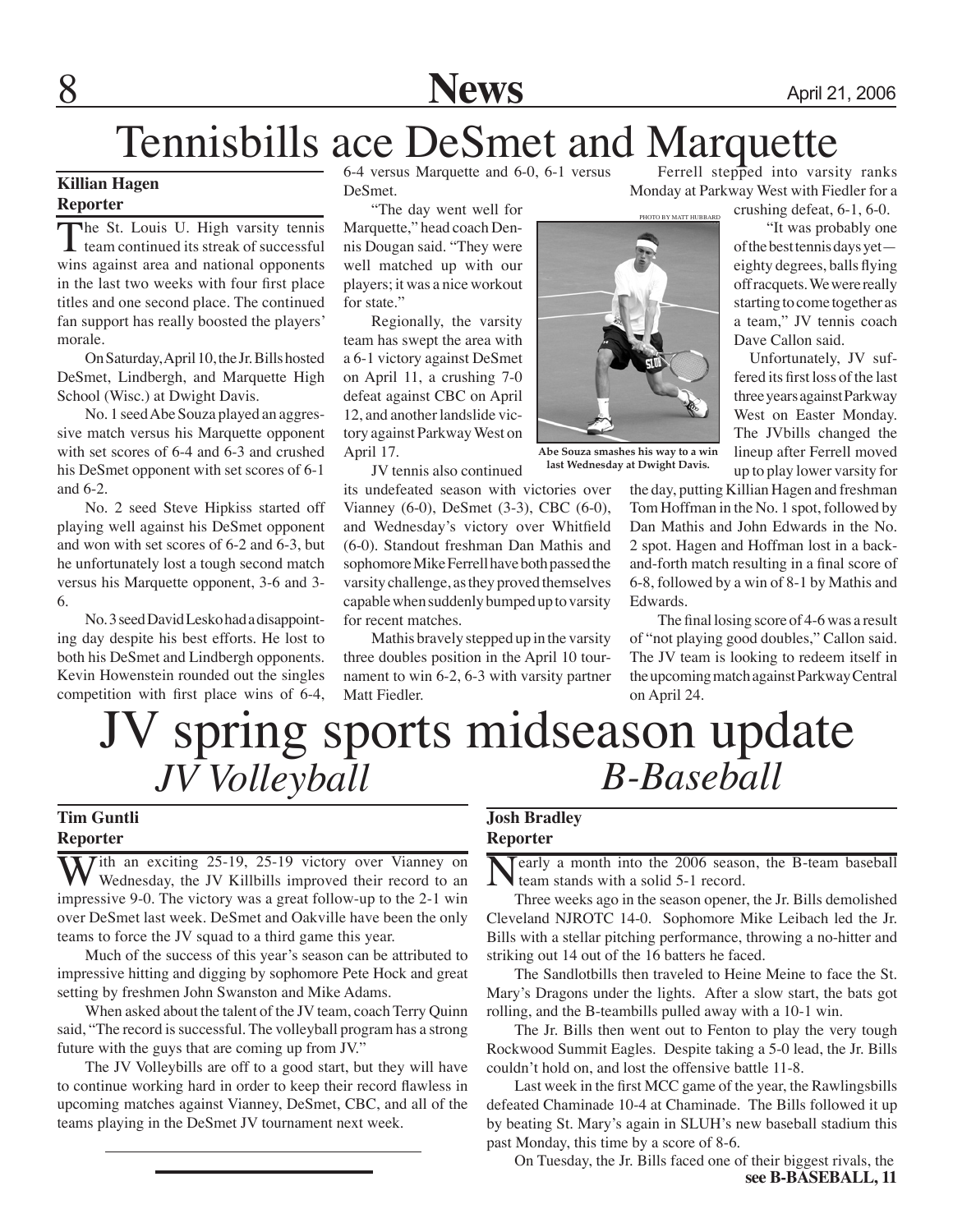# Tennisbills ace DeSmet and Marquette

**Killian Hagen**
**Reporter**

The St. Louis U. High varsity tennis team continued its streak of successful wins against area and national opponents in the last two weeks with four first place titles and one second place. The continued fan support has really boosted the players' morale.

On Saturday, April 10, the Jr. Bills hosted DeSmet, Lindbergh, and Marquette High School (Wisc.) at Dwight Davis.

No. 1 seed Abe Souza played an aggressive match versus his Marquette opponent with set scores of 6-4 and 6-3 and crushed his DeSmet opponent with set scores of 6-1 and 6-2.

No. 2 seed Steve Hipkiss started off playing well against his DeSmet opponent and won with set scores of 6-2 and 6-3, but he unfortunately lost a tough second match versus his Marquette opponent, 3-6 and 3-6.

No. 3 seed David Lesko had a disappointing day despite his best efforts. He lost to both his DeSmet and Lindbergh opponents. Kevin Howenstein rounded out the singles competition with first place wins of 6-4, 6-4 versus Marquette and 6-0, 6-1 versus DeSmet.

"The day went well for Marquette," head coach Dennis Dougan said. "They were well matched up with our players; it was a nice workout for state."

Regionally, the varsity team has swept the area with a 6-1 victory against DeSmet on April 11, a crushing 7-0 defeat against CBC on April 12, and another landslide victory against Parkway West on April 17.

JV tennis also continued its undefeated season with victories over Vianney (6-0), DeSmet (3-3), CBC (6-0), and Wednesday's victory over Whitfield (6-0). Standout freshman Dan Mathis and sophomore Mike Ferrell have both passed the varsity challenge, as they proved themselves capable when suddenly bumped up to varsity for recent matches.

Mathis bravely stepped up in the varsity three doubles position in the April 10 tournament to win 6-2, 6-3 with varsity partner Matt Fiedler.

Ferrell stepped into varsity ranks Monday at Parkway West with Fiedler for a crushing defeat, 6-1, 6-0.

PHOTO BY MATT HUBBARD

Abe Souza smashes his way to a win last Wednesday at Dwight Davis.

"It was probably one of the best tennis days yet—eighty degrees, balls flying off racquets. We were really starting to come together as a team," JV tennis coach Dave Callon said.

Unfortunately, JV suffered its first loss of the last three years against Parkway West on Easter Monday. The JVbills changed the lineup after Ferrell moved up to play lower varsity for the day, putting Killian Hagen and freshman Tom Hoffman in the No. 1 spot, followed by Dan Mathis and John Edwards in the No. 2 spot. Hagen and Hoffman lost in a back-and-forth match resulting in a final score of 6-8, followed by a win of 8-1 by Mathis and Edwards.

The final losing score of 4-6 was a result of "not playing good doubles," Callon said. The JV team is looking to redeem itself in the upcoming match against Parkway Central on April 24.

# JV spring sports midseason update

## *JV Volleyball*

**Tim Guntli**
**Reporter**

With an exciting 25-19, 25-19 victory over Vianney on Wednesday, the JV Killbills improved their record to an impressive 9-0. The victory was a great follow-up to the 2-1 win over DeSmet last week. DeSmet and Oakville have been the only teams to force the JV squad to a third game this year.

Much of the success of this year's season can be attributed to impressive hitting and digging by sophomore Pete Hock and great setting by freshmen John Swanston and Mike Adams.

When asked about the talent of the JV team, coach Terry Quinn said, "The record is successful. The volleyball program has a strong future with the guys that are coming up from JV."

The JV Volleybills are off to a good start, but they will have to continue working hard in order to keep their record flawless in upcoming matches against Vianney, DeSmet, CBC, and all of the teams playing in the DeSmet JV tournament next week.

## *B-Baseball*

**Josh Bradley**
**Reporter**

Nearly a month into the 2006 season, the B-team baseball team stands with a solid 5-1 record.

Three weeks ago in the season opener, the Jr. Bills demolished Cleveland NJROTC 14-0. Sophomore Mike Leibach led the Jr. Bills with a stellar pitching performance, throwing a no-hitter and striking out 14 out of the 16 batters he faced.

The Sandlotbills then traveled to Heine Meine to face the St. Mary's Dragons under the lights. After a slow start, the bats got rolling, and the B-teambills pulled away with a 10-1 win.

The Jr. Bills then went out to Fenton to play the very tough Rockwood Summit Eagles. Despite taking a 5-0 lead, the Jr. Bills couldn't hold on, and lost the offensive battle 11-8.

Last week in the first MCC game of the year, the Rawlingsbills defeated Chaminade 10-4 at Chaminade. The Bills followed it up by beating St. Mary's again in SLUH's new baseball stadium this past Monday, this time by a score of 8-6.

On Tuesday, the Jr. Bills faced one of their biggest rivals, the

**see B-BASEBALL, 11**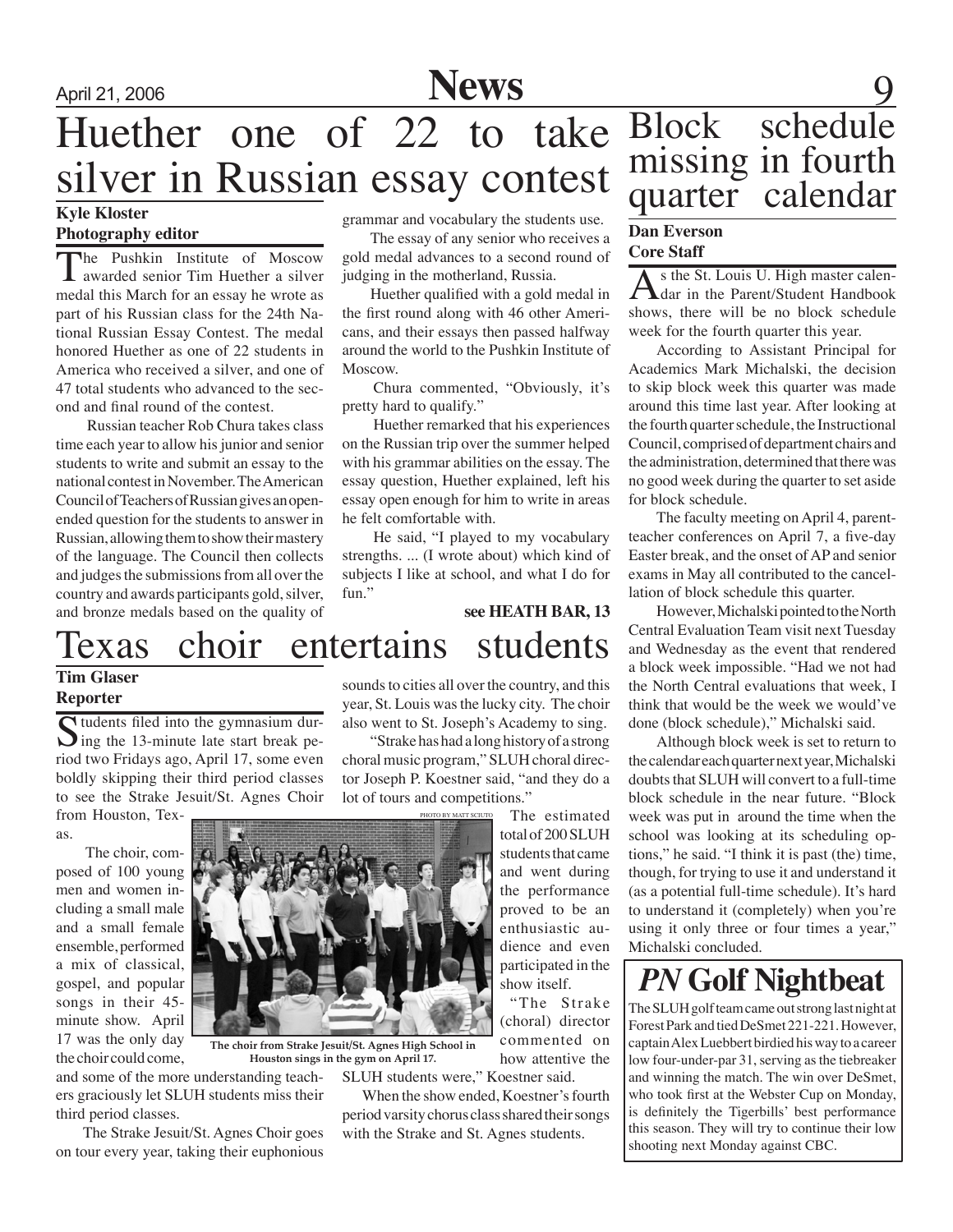# Huether one of 22 to take silver in Russian essay contest

**Kyle Kloster**
**Photography editor**

The Pushkin Institute of Moscow awarded senior Tim Huether a silver medal this March for an essay he wrote as part of his Russian class for the 24th National Russian Essay Contest. The medal honored Huether as one of 22 students in America who received a silver, and one of 47 total students who advanced to the second and final round of the contest.

Russian teacher Rob Chura takes class time each year to allow his junior and senior students to write and submit an essay to the national contest in November. The American Council of Teachers of Russian gives an open-ended question for the students to answer in Russian, allowing them to show their mastery of the language. The Council then collects and judges the submissions from all over the country and awards participants gold, silver, and bronze medals based on the quality of grammar and vocabulary the students use.

The essay of any senior who receives a gold medal advances to a second round of judging in the motherland, Russia.

Huether qualified with a gold medal in the first round along with 46 other Americans, and their essays then passed halfway around the world to the Pushkin Institute of Moscow.

Chura commented, "Obviously, it's pretty hard to qualify."

Huether remarked that his experiences on the Russian trip over the summer helped with his grammar abilities on the essay. The essay question, Huether explained, left his essay open enough for him to write in areas he felt comfortable with.

He said, "I played to my vocabulary strengths. ... (I wrote about) which kind of subjects I like at school, and what I do for fun."

**see HEATH BAR, 13**

# Texas choir entertains students

**Tim Glaser**
**Reporter**

Students filed into the gymnasium during the 13-minute late start break period two Fridays ago, April 17, some even boldly skipping their third period classes to see the Strake Jesuit/St. Agnes Choir from Houston, Texas.

The choir, composed of 100 young men and women including a small male and a small female ensemble, performed a mix of classical, gospel, and popular songs in their 45-minute show. April 17 was the only day the choir could come, and some of the more understanding teachers graciously let SLUH students miss their third period classes.

The Strake Jesuit/St. Agnes Choir goes on tour every year, taking their euphonious sounds to cities all over the country, and this year, St. Louis was the lucky city. The choir also went to St. Joseph's Academy to sing.

"Strake has had a long history of a strong choral music program," SLUH choral director Joseph P. Koestner said, "and they do a lot of tours and competitions."

PHOTO BY MATT SCIUTO

The choir from Strake Jesuit/St. Agnes High School in Houston sings in the gym on April 17.

The estimated total of 200 SLUH students that came and went during the performance proved to be an enthusiastic audience and even participated in the show itself.

"The Strake (choral) director commented on how attentive the SLUH students were," Koestner said.

When the show ended, Koestner's fourth period varsity chorus class shared their songs with the Strake and St. Agnes students.

# Block schedule missing in fourth quarter calendar

**Dan Everson**
**Core Staff**

As the St. Louis U. High master calendar in the Parent/Student Handbook shows, there will be no block schedule week for the fourth quarter this year.

According to Assistant Principal for Academics Mark Michalski, the decision to skip block week this quarter was made around this time last year. After looking at the fourth quarter schedule, the Instructional Council, comprised of department chairs and the administration, determined that there was no good week during the quarter to set aside for block schedule.

The faculty meeting on April 4, parent-teacher conferences on April 7, a five-day Easter break, and the onset of AP and senior exams in May all contributed to the cancellation of block schedule this quarter.

However, Michalski pointed to the North Central Evaluation Team visit next Tuesday and Wednesday as the event that rendered a block week impossible. "Had we not had the North Central evaluations that week, I think that would be the week we would've done (block schedule)," Michalski said.

Although block week is set to return to the calendar each quarter next year, Michalski doubts that SLUH will convert to a full-time block schedule in the near future. "Block week was put in around the time when the school was looking at its scheduling options," he said. "I think it is past (the) time, though, for trying to use it and understand it (as a potential full-time schedule). It's hard to understand it (completely) when you're using it only three or four times a year," Michalski concluded.

# *PN* Golf Nightbeat

The SLUH golf team came out strong last night at Forest Park and tied DeSmet 221-221. However, captain Alex Luebbert birdied his way to a career low four-under-par 31, serving as the tiebreaker and winning the match. The win over DeSmet, who took first at the Webster Cup on Monday, is definitely the Tigerbills' best performance this season. They will try to continue their low shooting next Monday against CBC.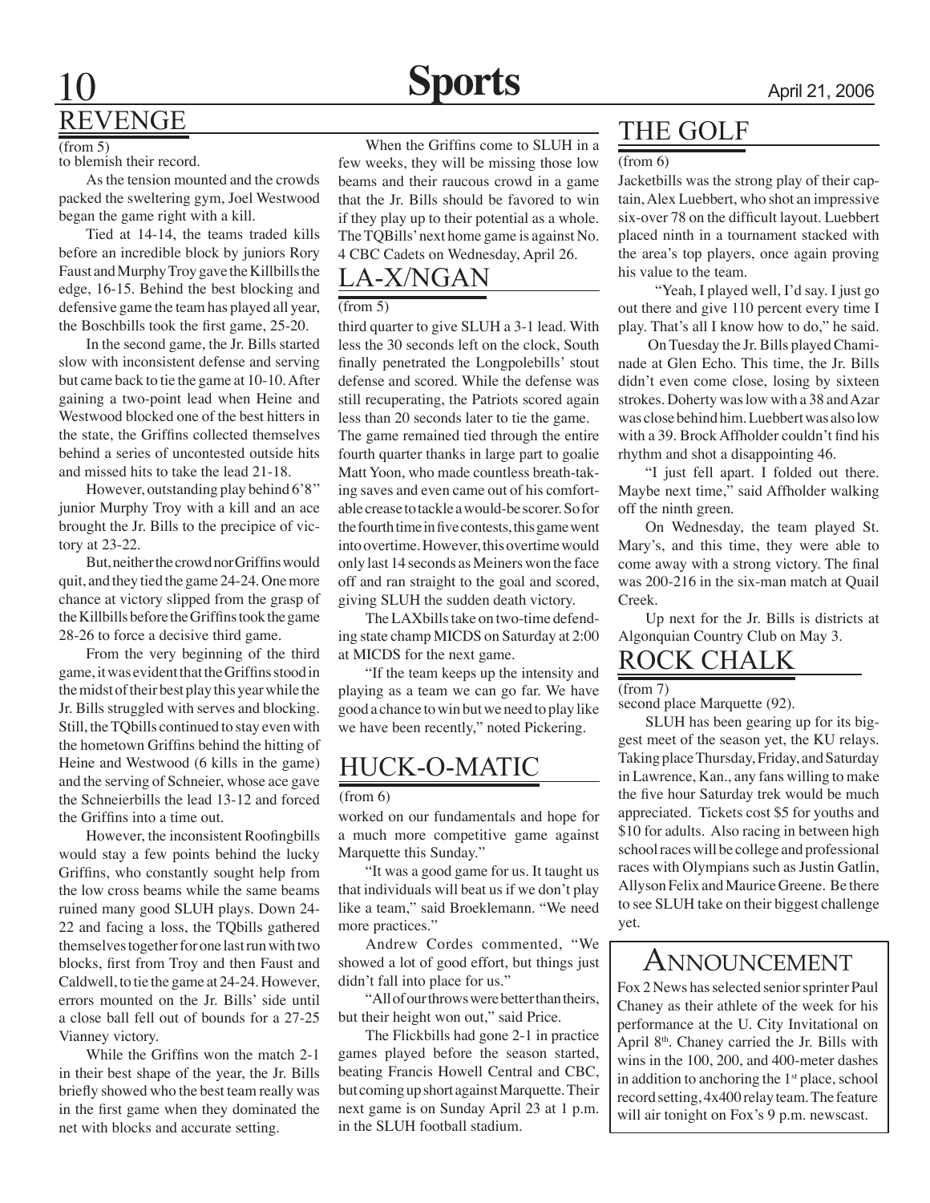## REVENGE

(from 5)

to blemish their record.

As the tension mounted and the crowds packed the sweltering gym, Joel Westwood began the game right with a kill.

Tied at 14-14, the teams traded kills before an incredible block by juniors Rory Faust and Murphy Troy gave the Killbills the edge, 16-15. Behind the best blocking and defensive game the team has played all year, the Boschbills took the first game, 25-20.

In the second game, the Jr. Bills started slow with inconsistent defense and serving but came back to tie the game at 10-10. After gaining a two-point lead when Heine and Westwood blocked one of the best hitters in the state, the Griffins collected themselves behind a series of uncontested outside hits and missed hits to take the lead 21-18.

However, outstanding play behind 6'8" junior Murphy Troy with a kill and an ace brought the Jr. Bills to the precipice of victory at 23-22.

But, neither the crowd nor Griffins would quit, and they tied the game 24-24. One more chance at victory slipped from the grasp of the Killbills before the Griffins took the game 28-26 to force a decisive third game.

From the very beginning of the third game, it was evident that the Griffins stood in the midst of their best play this year while the Jr. Bills struggled with serves and blocking. Still, the TQbills continued to stay even with the hometown Griffins behind the hitting of Heine and Westwood (6 kills in the game) and the serving of Schneier, whose ace gave the Schneierbills the lead 13-12 and forced the Griffins into a time out.

However, the inconsistent Roofingbills would stay a few points behind the lucky Griffins, who constantly sought help from the low cross beams while the same beams ruined many good SLUH plays. Down 24-22 and facing a loss, the TQbills gathered themselves together for one last run with two blocks, first from Troy and then Faust and Caldwell, to tie the game at 24-24. However, errors mounted on the Jr. Bills' side until a close ball fell out of bounds for a 27-25 Vianney victory.

While the Griffins won the match 2-1 in their best shape of the year, the Jr. Bills briefly showed who the best team really was in the first game when they dominated the net with blocks and accurate setting.

When the Griffins come to SLUH in a few weeks, they will be missing those low beams and their raucous crowd in a game that the Jr. Bills should be favored to win if they play up to their potential as a whole. The TQBills' next home game is against No. 4 CBC Cadets on Wednesday, April 26.

## LA-X/NGAN

(from 5)

third quarter to give SLUH a 3-1 lead. With less the 30 seconds left on the clock, South finally penetrated the Longpolebills' stout defense and scored. While the defense was still recuperating, the Patriots scored again less than 20 seconds later to tie the game. The game remained tied through the entire fourth quarter thanks in large part to goalie Matt Yoon, who made countless breath-taking saves and even came out of his comfortable crease to tackle a would-be scorer. So for the fourth time in five contests, this game went into overtime. However, this overtime would only last 14 seconds as Meiners won the face off and ran straight to the goal and scored, giving SLUH the sudden death victory.

The LAXbills take on two-time defending state champ MICDS on Saturday at 2:00 at MICDS for the next game.

"If the team keeps up the intensity and playing as a team we can go far. We have good a chance to win but we need to play like we have been recently," noted Pickering.

## HUCK-O-MATIC

(from 6)

worked on our fundamentals and hope for a much more competitive game against Marquette this Sunday."

"It was a good game for us. It taught us that individuals will beat us if we don't play like a team," said Broeklemann. "We need more practices."

Andrew Cordes commented, "We showed a lot of good effort, but things just didn't fall into place for us."

"All of our throws were better than theirs, but their height won out," said Price.

The Flickbills had gone 2-1 in practice games played before the season started, beating Francis Howell Central and CBC, but coming up short against Marquette. Their next game is on Sunday April 23 at 1 p.m. in the SLUH football stadium.

## THE GOLF

(from 6)

Jacketbills was the strong play of their captain, Alex Luebbert, who shot an impressive six-over 78 on the difficult layout. Luebbert placed ninth in a tournament stacked with the area's top players, once again proving his value to the team.

"Yeah, I played well, I'd say. I just go out there and give 110 percent every time I play. That's all I know how to do," he said.

On Tuesday the Jr. Bills played Chaminade at Glen Echo. This time, the Jr. Bills didn't even come close, losing by sixteen strokes. Doherty was low with a 38 and Azar was close behind him. Luebbert was also low with a 39. Brock Affholder couldn't find his rhythm and shot a disappointing 46.

"I just fell apart. I folded out there. Maybe next time," said Affholder walking off the ninth green.

On Wednesday, the team played St. Mary's, and this time, they were able to come away with a strong victory. The final was 200-216 in the six-man match at Quail Creek.

Up next for the Jr. Bills is districts at Algonquian Country Club on May 3.

## ROCK CHALK

(from 7)

second place Marquette (92).

SLUH has been gearing up for its biggest meet of the season yet, the KU relays. Taking place Thursday, Friday, and Saturday in Lawrence, Kan., any fans willing to make the five hour Saturday trek would be much appreciated. Tickets cost $5 for youths and $10 for adults. Also racing in between high school races will be college and professional races with Olympians such as Justin Gatlin, Allyson Felix and Maurice Greene. Be there to see SLUH take on their biggest challenge yet.

## ANNOUNCEMENT

Fox 2 News has selected senior sprinter Paul Chaney as their athlete of the week for his performance at the U. City Invitational on April 8th. Chaney carried the Jr. Bills with wins in the 100, 200, and 400-meter dashes in addition to anchoring the 1st place, school record setting, 4x400 relay team. The feature will air tonight on Fox's 9 p.m. newscast.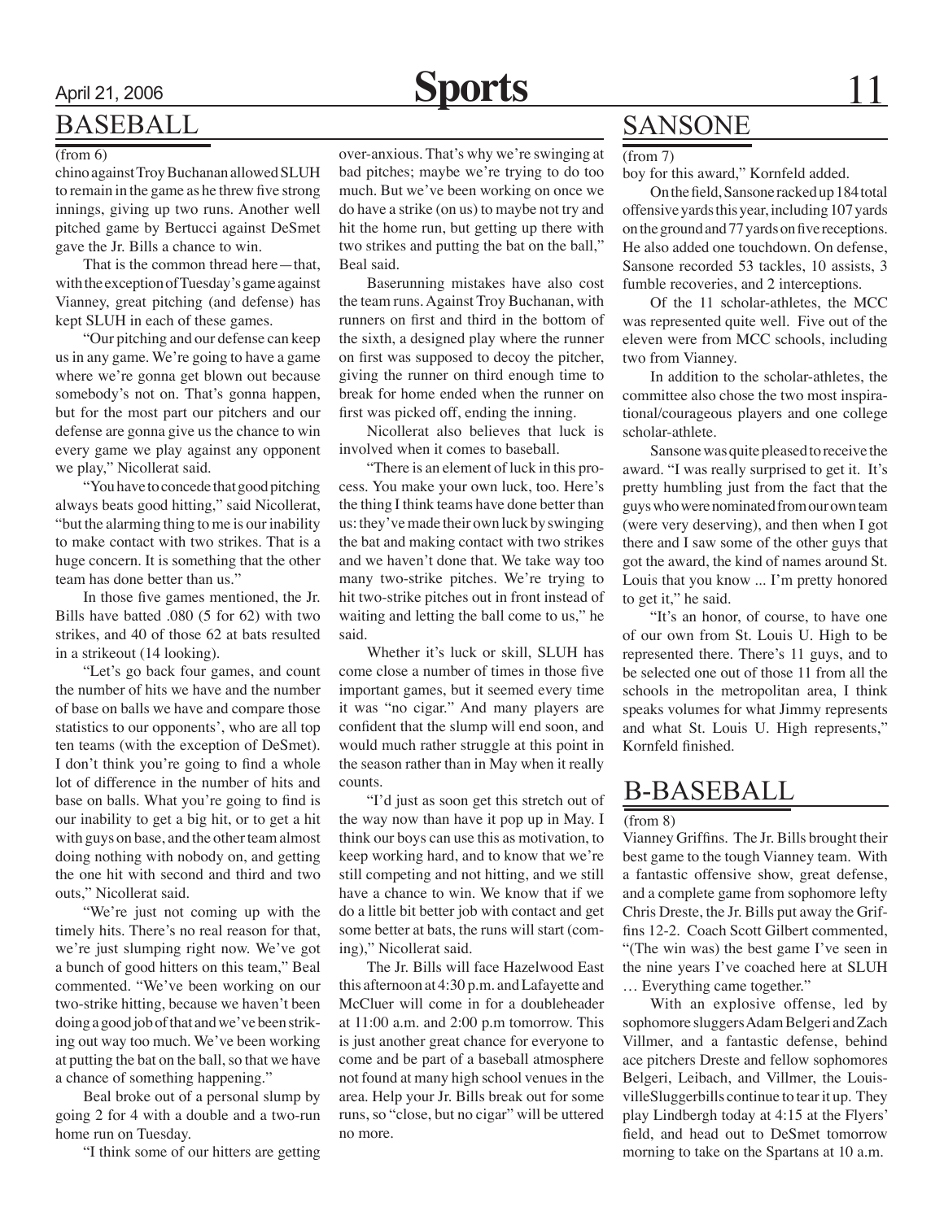## BASEBALL

(from 6)

chino against Troy Buchanan allowed SLUH to remain in the game as he threw five strong innings, giving up two runs. Another well pitched game by Bertucci against DeSmet gave the Jr. Bills a chance to win.

That is the common thread here—that, with the exception of Tuesday's game against Vianney, great pitching (and defense) has kept SLUH in each of these games.

"Our pitching and our defense can keep us in any game. We're going to have a game where we're gonna get blown out because somebody's not on. That's gonna happen, but for the most part our pitchers and our defense are gonna give us the chance to win every game we play against any opponent we play," Nicollerat said.

"You have to concede that good pitching always beats good hitting," said Nicollerat, "but the alarming thing to me is our inability to make contact with two strikes. That is a huge concern. It is something that the other team has done better than us."

In those five games mentioned, the Jr. Bills have batted .080 (5 for 62) with two strikes, and 40 of those 62 at bats resulted in a strikeout (14 looking).

"Let's go back four games, and count the number of hits we have and the number of base on balls we have and compare those statistics to our opponents', who are all top ten teams (with the exception of DeSmet). I don't think you're going to find a whole lot of difference in the number of hits and base on balls. What you're going to find is our inability to get a big hit, or to get a hit with guys on base, and the other team almost doing nothing with nobody on, and getting the one hit with second and third and two outs," Nicollerat said.

"We're just not coming up with the timely hits. There's no real reason for that, we're just slumping right now. We've got a bunch of good hitters on this team," Beal commented. "We've been working on our two-strike hitting, because we haven't been doing a good job of that and we've been striking out way too much. We've been working at putting the bat on the ball, so that we have a chance of something happening."

Beal broke out of a personal slump by going 2 for 4 with a double and a two-run home run on Tuesday.

"I think some of our hitters are getting over-anxious. That's why we're swinging at bad pitches; maybe we're trying to do too much. But we've been working on once we do have a strike (on us) to maybe not try and hit the home run, but getting up there with two strikes and putting the bat on the ball," Beal said.

Baserunning mistakes have also cost the team runs. Against Troy Buchanan, with runners on first and third in the bottom of the sixth, a designed play where the runner on first was supposed to decoy the pitcher, giving the runner on third enough time to break for home ended when the runner on first was picked off, ending the inning.

Nicollerat also believes that luck is involved when it comes to baseball.

"There is an element of luck in this process. You make your own luck, too. Here's the thing I think teams have done better than us: they've made their own luck by swinging the bat and making contact with two strikes and we haven't done that. We take way too many two-strike pitches. We're trying to hit two-strike pitches out in front instead of waiting and letting the ball come to us," he said.

Whether it's luck or skill, SLUH has come close a number of times in those five important games, but it seemed every time it was "no cigar." And many players are confident that the slump will end soon, and would much rather struggle at this point in the season rather than in May when it really counts.

"I'd just as soon get this stretch out of the way now than have it pop up in May. I think our boys can use this as motivation, to keep working hard, and to know that we're still competing and not hitting, and we still have a chance to win. We know that if we do a little bit better job with contact and get some better at bats, the runs will start (coming)," Nicollerat said.

The Jr. Bills will face Hazelwood East this afternoon at 4:30 p.m. and Lafayette and McCluer will come in for a doubleheader at 11:00 a.m. and 2:00 p.m tomorrow. This is just another great chance for everyone to come and be part of a baseball atmosphere not found at many high school venues in the area. Help your Jr. Bills break out for some runs, so "close, but no cigar" will be uttered no more.

## SANSONE

(from 7)

boy for this award," Kornfeld added.

On the field, Sansone racked up 184 total offensive yards this year, including 107 yards on the ground and 77 yards on five receptions. He also added one touchdown. On defense, Sansone recorded 53 tackles, 10 assists, 3 fumble recoveries, and 2 interceptions.

Of the 11 scholar-athletes, the MCC was represented quite well. Five out of the eleven were from MCC schools, including two from Vianney.

In addition to the scholar-athletes, the committee also chose the two most inspirational/courageous players and one college scholar-athlete.

Sansone was quite pleased to receive the award. "I was really surprised to get it. It's pretty humbling just from the fact that the guys who were nominated from our own team (were very deserving), and then when I got there and I saw some of the other guys that got the award, the kind of names around St. Louis that you know ... I'm pretty honored to get it," he said.

"It's an honor, of course, to have one of our own from St. Louis U. High to be represented there. There's 11 guys, and to be selected one out of those 11 from all the schools in the metropolitan area, I think speaks volumes for what Jimmy represents and what St. Louis U. High represents," Kornfeld finished.

## B-BASEBALL

(from 8)

Vianney Griffins. The Jr. Bills brought their best game to the tough Vianney team. With a fantastic offensive show, great defense, and a complete game from sophomore lefty Chris Dreste, the Jr. Bills put away the Griffins 12-2. Coach Scott Gilbert commented, "(The win was) the best game I've seen in the nine years I've coached here at SLUH … Everything came together."

With an explosive offense, led by sophomore sluggers Adam Belgeri and Zach Villmer, and a fantastic defense, behind ace pitchers Dreste and fellow sophomores Belgeri, Leibach, and Villmer, the LouisvilleSluggerbills continue to tear it up. They play Lindbergh today at 4:15 at the Flyers' field, and head out to DeSmet tomorrow morning to take on the Spartans at 10 a.m.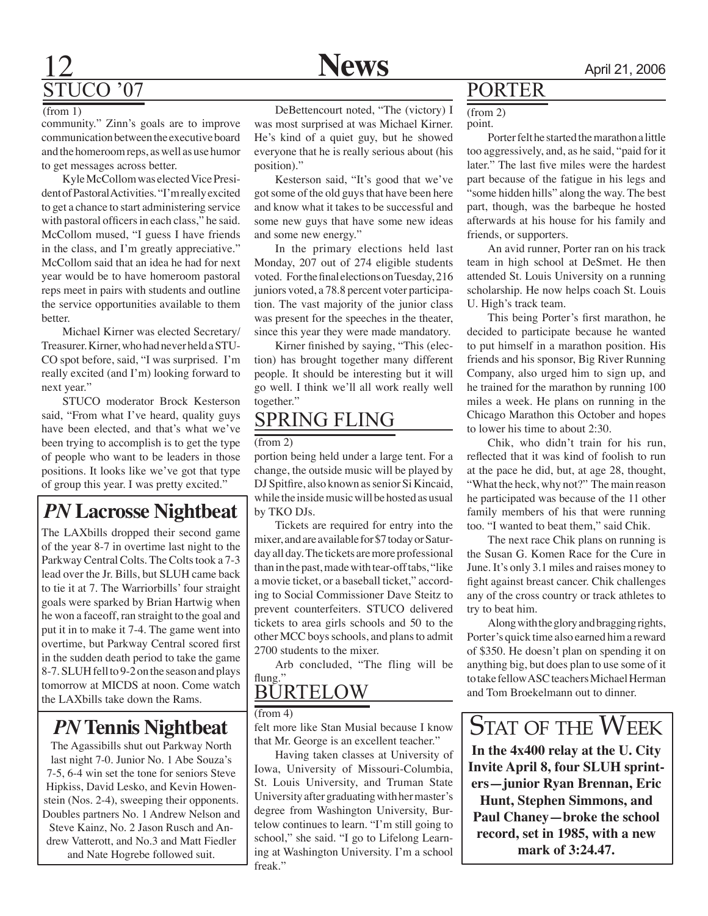## STUCO '07

(from 1)

community." Zinn's goals are to improve communication between the executive board and the homeroom reps, as well as use humor to get messages across better.

Kyle McCollom was elected Vice President of Pastoral Activities. "I'm really excited to get a chance to start administering service with pastoral officers in each class," he said. McCollom mused, "I guess I have friends in the class, and I'm greatly appreciative." McCollom said that an idea he had for next year would be to have homeroom pastoral reps meet in pairs with students and outline the service opportunities available to them better.

Michael Kirner was elected Secretary/Treasurer. Kirner, who had never held a STUCO spot before, said, "I was surprised. I'm really excited (and I'm) looking forward to next year."

STUCO moderator Brock Kesterson said, "From what I've heard, quality guys have been elected, and that's what we've been trying to accomplish is to get the type of people who want to be leaders in those positions. It looks like we've got that type of group this year. I was pretty excited."

DeBettencourt noted, "The (victory) I was most surprised at was Michael Kirner. He's kind of a quiet guy, but he showed everyone that he is really serious about (his position)."

Kesterson said, "It's good that we've got some of the old guys that have been here and know what it takes to be successful and some new guys that have some new ideas and some new energy."

In the primary elections held last Monday, 207 out of 274 eligible students voted. For the final elections on Tuesday, 216 juniors voted, a 78.8 percent voter participation. The vast majority of the junior class was present for the speeches in the theater, since this year they were made mandatory.

Kirner finished by saying, "This (election) has brought together many different people. It should be interesting but it will go well. I think we'll all work really well together."

## *PN* Lacrosse Nightbeat

The LAXbills dropped their second game of the year 8-7 in overtime last night to the Parkway Central Colts. The Colts took a 7-3 lead over the Jr. Bills, but SLUH came back to tie it at 7. The Warriorbills' four straight goals were sparked by Brian Hartwig when he won a faceoff, ran straight to the goal and put it in to make it 7-4. The game went into overtime, but Parkway Central scored first in the sudden death period to take the game 8-7. SLUH fell to 9-2 on the season and plays tomorrow at MICDS at noon. Come watch the LAXbills take down the Rams.

## *PN* Tennis Nightbeat

The Agassibills shut out Parkway North last night 7-0. Junior No. 1 Abe Souza's 7-5, 6-4 win set the tone for seniors Steve Hipkiss, David Lesko, and Kevin Howenstein (Nos. 2-4), sweeping their opponents. Doubles partners No. 1 Andrew Nelson and Steve Kainz, No. 2 Jason Rusch and Andrew Vatterott, and No.3 and Matt Fiedler and Nate Hogrebe followed suit.

## SPRING FLING

(from 2)

portion being held under a large tent. For a change, the outside music will be played by DJ Spitfire, also known as senior Si Kincaid, while the inside music will be hosted as usual by TKO DJs.

Tickets are required for entry into the mixer, and are available for $7 today or Saturday all day. The tickets are more professional than in the past, made with tear-off tabs, "like a movie ticket, or a baseball ticket," according to Social Commissioner Dave Steitz to prevent counterfeiters. STUCO delivered tickets to area girls schools and 50 to the other MCC boys schools, and plans to admit 2700 students to the mixer.

Arb concluded, "The fling will be flung."

## BURTELOW

(from 4)

felt more like Stan Musial because I know that Mr. George is an excellent teacher."

Having taken classes at University of Iowa, University of Missouri-Columbia, St. Louis University, and Truman State University after graduating with her master's degree from Washington University, Burtelow continues to learn. "I'm still going to school," she said. "I go to Lifelong Learning at Washington University. I'm a school freak."

## PORTER

(from 2)

point.

Porter felt he started the marathon a little too aggressively, and, as he said, "paid for it later." The last five miles were the hardest part because of the fatigue in his legs and "some hidden hills" along the way. The best part, though, was the barbeque he hosted afterwards at his house for his family and friends, or supporters.

An avid runner, Porter ran on his track team in high school at DeSmet. He then attended St. Louis University on a running scholarship. He now helps coach St. Louis U. High's track team.

This being Porter's first marathon, he decided to participate because he wanted to put himself in a marathon position. His friends and his sponsor, Big River Running Company, also urged him to sign up, and he trained for the marathon by running 100 miles a week. He plans on running in the Chicago Marathon this October and hopes to lower his time to about 2:30.

Chik, who didn't train for his run, reflected that it was kind of foolish to run at the pace he did, but, at age 28, thought, "What the heck, why not?" The main reason he participated was because of the 11 other family members of his that were running too. "I wanted to beat them," said Chik.

The next race Chik plans on running is the Susan G. Komen Race for the Cure in June. It's only 3.1 miles and raises money to fight against breast cancer. Chik challenges any of the cross country or track athletes to try to beat him.

Along with the glory and bragging rights, Porter's quick time also earned him a reward of $350. He doesn't plan on spending it on anything big, but does plan to use some of it to take fellow ASC teachers Michael Herman and Tom Broekelmann out to dinner.

## STAT OF THE WEEK

**In the 4x400 relay at the U. City Invite April 8, four SLUH sprinters—junior Ryan Brennan, Eric Hunt, Stephen Simmons, and Paul Chaney—broke the school record, set in 1985, with a new mark of 3:24.47.**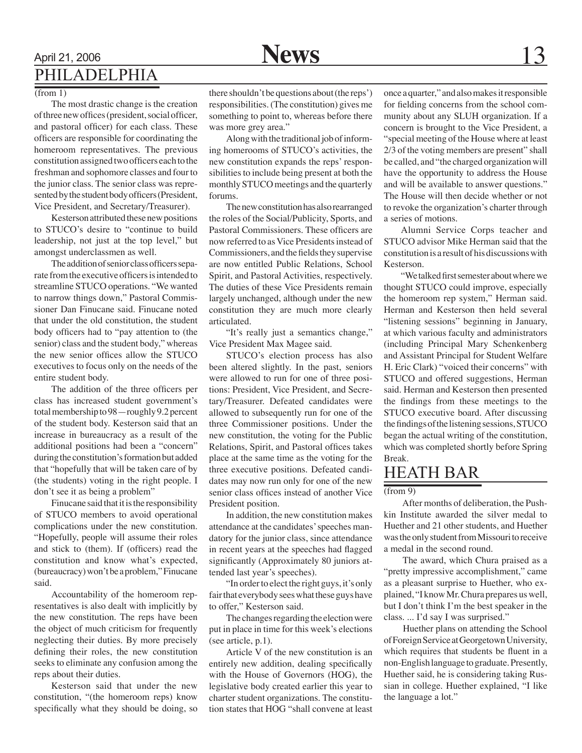## PHILADELPHIA

(from 1)

The most drastic change is the creation of three new offices (president, social officer, and pastoral officer) for each class. These officers are responsible for coordinating the homeroom representatives. The previous constitution assigned two officers each to the freshman and sophomore classes and four to the junior class. The senior class was represented by the student body officers (President, Vice President, and Secretary/Treasurer).

Kesterson attributed these new positions to STUCO's desire to "continue to build leadership, not just at the top level," but amongst underclassmen as well.

The addition of senior class officers separate from the executive officers is intended to streamline STUCO operations. "We wanted to narrow things down," Pastoral Commissioner Dan Finucane said. Finucane noted that under the old constitution, the student body officers had to "pay attention to (the senior) class and the student body," whereas the new senior offices allow the STUCO executives to focus only on the needs of the entire student body.

The addition of the three officers per class has increased student government's total membership to 98—roughly 9.2 percent of the student body. Kesterson said that an increase in bureaucracy as a result of the additional positions had been a "concern" during the constitution's formation but added that "hopefully that will be taken care of by (the students) voting in the right people. I don't see it as being a problem"

Finucane said that it is the responsibility of STUCO members to avoid operational complications under the new constitution. "Hopefully, people will assume their roles and stick to (them). If (officers) read the constitution and know what's expected, (bureaucracy) won't be a problem," Finucane said.

Accountability of the homeroom representatives is also dealt with implicitly by the new constitution. The reps have been the object of much criticism for frequently neglecting their duties. By more precisely defining their roles, the new constitution seeks to eliminate any confusion among the reps about their duties.

Kesterson said that under the new constitution, "(the homeroom reps) know specifically what they should be doing, so there shouldn't be questions about (the reps') responsibilities. (The constitution) gives me something to point to, whereas before there was more grey area."

Along with the traditional job of informing homerooms of STUCO's activities, the new constitution expands the reps' responsibilities to include being present at both the monthly STUCO meetings and the quarterly forums.

The new constitution has also rearranged the roles of the Social/Publicity, Sports, and Pastoral Commissioners. These officers are now referred to as Vice Presidents instead of Commissioners, and the fields they supervise are now entitled Public Relations, School Spirit, and Pastoral Activities, respectively. The duties of these Vice Presidents remain largely unchanged, although under the new constitution they are much more clearly articulated.

"It's really just a semantics change," Vice President Max Magee said.

STUCO's election process has also been altered slightly. In the past, seniors were allowed to run for one of three positions: President, Vice President, and Secretary/Treasurer. Defeated candidates were allowed to subsequently run for one of the three Commissioner positions. Under the new constitution, the voting for the Public Relations, Spirit, and Pastoral offices takes place at the same time as the voting for the three executive positions. Defeated candidates may now run only for one of the new senior class offices instead of another Vice President position.

In addition, the new constitution makes attendance at the candidates' speeches mandatory for the junior class, since attendance in recent years at the speeches had flagged significantly (Approximately 80 juniors attended last year's speeches).

"In order to elect the right guys, it's only fair that everybody sees what these guys have to offer," Kesterson said.

The changes regarding the election were put in place in time for this week's elections (see article, p.1).

Article V of the new constitution is an entirely new addition, dealing specifically with the House of Governors (HOG), the legislative body created earlier this year to charter student organizations. The constitution states that HOG "shall convene at least once a quarter," and also makes it responsible for fielding concerns from the school community about any SLUH organization. If a concern is brought to the Vice President, a "special meeting of the House where at least 2/3 of the voting members are present" shall be called, and "the charged organization will have the opportunity to address the House and will be available to answer questions." The House will then decide whether or not to revoke the organization's charter through a series of motions.

Alumni Service Corps teacher and STUCO advisor Mike Herman said that the constitution is a result of his discussions with Kesterson.

"We talked first semester about where we thought STUCO could improve, especially the homeroom rep system," Herman said. Herman and Kesterson then held several "listening sessions" beginning in January, at which various faculty and administrators (including Principal Mary Schenkenberg and Assistant Principal for Student Welfare H. Eric Clark) "voiced their concerns" with STUCO and offered suggestions, Herman said. Herman and Kesterson then presented the findings from these meetings to the STUCO executive board. After discussing the findings of the listening sessions, STUCO began the actual writing of the constitution, which was completed shortly before Spring Break.

## HEATH BAR

(from 9)

After months of deliberation, the Pushkin Institute awarded the silver medal to Huether and 21 other students, and Huether was the only student from Missouri to receive a medal in the second round.

The award, which Chura praised as a "pretty impressive accomplishment," came as a pleasant surprise to Huether, who explained, "I know Mr. Chura prepares us well, but I don't think I'm the best speaker in the class. ... I'd say I was surprised."

Huether plans on attending the School of Foreign Service at Georgetown University, which requires that students be fluent in a non-English language to graduate. Presently, Huether said, he is considering taking Russian in college. Huether explained, "I like the language a lot."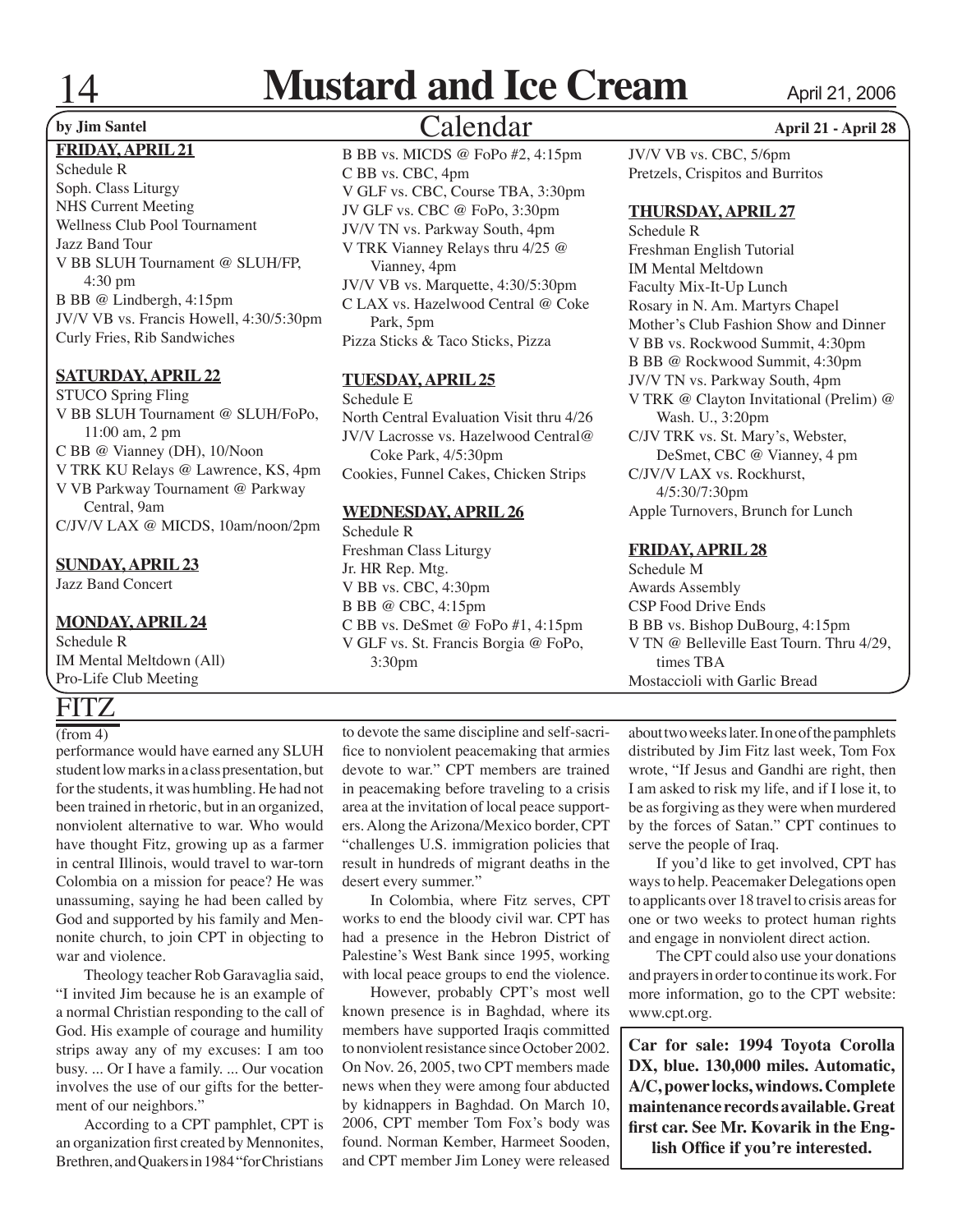# Mustard and Ice Cream

## Calendar

**by Jim Santel**

**April 21 - April 28**

**FRIDAY, APRIL 21**
Schedule R
Soph. Class Liturgy
NHS Current Meeting
Wellness Club Pool Tournament
Jazz Band Tour
V BB SLUH Tournament @ SLUH/FP, 4:30 pm
B BB @ Lindbergh, 4:15pm
JV/V VB vs. Francis Howell, 4:30/5:30pm
Curly Fries, Rib Sandwiches

**SATURDAY, APRIL 22**
STUCO Spring Fling
V BB SLUH Tournament @ SLUH/FoPo, 11:00 am, 2 pm
C BB @ Vianney (DH), 10/Noon
V TRK KU Relays @ Lawrence, KS, 4pm
V VB Parkway Tournament @ Parkway Central, 9am
C/JV/V LAX @ MICDS, 10am/noon/2pm

**SUNDAY, APRIL 23**
Jazz Band Concert

**MONDAY, APRIL 24**
Schedule R
IM Mental Meltdown (All)
Pro-Life Club Meeting
B BB vs. MICDS @ FoPo #2, 4:15pm
C BB vs. CBC, 4pm
V GLF vs. CBC, Course TBA, 3:30pm
JV GLF vs. CBC @ FoPo, 3:30pm
JV/V TN vs. Parkway South, 4pm
V TRK Vianney Relays thru 4/25 @ Vianney, 4pm
JV/V VB vs. Marquette, 4:30/5:30pm
C LAX vs. Hazelwood Central @ Coke Park, 5pm
Pizza Sticks & Taco Sticks, Pizza

**TUESDAY, APRIL 25**
Schedule E
North Central Evaluation Visit thru 4/26
JV/V Lacrosse vs. Hazelwood Central@ Coke Park, 4/5:30pm
Cookies, Funnel Cakes, Chicken Strips

**WEDNESDAY, APRIL 26**
Schedule R
Freshman Class Liturgy
Jr. HR Rep. Mtg.
V BB vs. CBC, 4:30pm
B BB @ CBC, 4:15pm
C BB vs. DeSmet @ FoPo #1, 4:15pm
V GLF vs. St. Francis Borgia @ FoPo, 3:30pm
JV/V VB vs. CBC, 5/6pm
Pretzels, Crispitos and Burritos

**THURSDAY, APRIL 27**
Schedule R
Freshman English Tutorial
IM Mental Meltdown
Faculty Mix-It-Up Lunch
Rosary in N. Am. Martyrs Chapel
Mother's Club Fashion Show and Dinner
V BB vs. Rockwood Summit, 4:30pm
B BB @ Rockwood Summit, 4:30pm
JV/V TN vs. Parkway South, 4pm
V TRK @ Clayton Invitational (Prelim) @ Wash. U., 3:20pm
C/JV TRK vs. St. Mary's, Webster, DeSmet, CBC @ Vianney, 4 pm
C/JV/V LAX vs. Rockhurst, 4/5:30/7:30pm
Apple Turnovers, Brunch for Lunch

**FRIDAY, APRIL 28**
Schedule M
Awards Assembly
CSP Food Drive Ends
B BB vs. Bishop DuBourg, 4:15pm
V TN @ Belleville East Tourn. Thru 4/29, times TBA
Mostaccioli with Garlic Bread

## FITZ

(from 4)

performance would have earned any SLUH student low marks in a class presentation, but for the students, it was humbling. He had not been trained in rhetoric, but in an organized, nonviolent alternative to war. Who would have thought Fitz, growing up as a farmer in central Illinois, would travel to war-torn Colombia on a mission for peace? He was unassuming, saying he had been called by God and supported by his family and Mennonite church, to join CPT in objecting to war and violence.

Theology teacher Rob Garavaglia said, "I invited Jim because he is an example of a normal Christian responding to the call of God. His example of courage and humility strips away any of my excuses: I am too busy. ... Or I have a family. ... Our vocation involves the use of our gifts for the betterment of our neighbors."

According to a CPT pamphlet, CPT is an organization first created by Mennonites, Brethren, and Quakers in 1984 "for Christians to devote the same discipline and self-sacrifice to nonviolent peacemaking that armies devote to war." CPT members are trained in peacemaking before traveling to a crisis area at the invitation of local peace supporters. Along the Arizona/Mexico border, CPT "challenges U.S. immigration policies that result in hundreds of migrant deaths in the desert every summer."

In Colombia, where Fitz serves, CPT works to end the bloody civil war. CPT has had a presence in the Hebron District of Palestine's West Bank since 1995, working with local peace groups to end the violence.

However, probably CPT's most well known presence is in Baghdad, where its members have supported Iraqis committed to nonviolent resistance since October 2002. On Nov. 26, 2005, two CPT members made news when they were among four abducted by kidnappers in Baghdad. On March 10, 2006, CPT member Tom Fox's body was found. Norman Kember, Harmeet Sooden, and CPT member Jim Loney were released about two weeks later. In one of the pamphlets distributed by Jim Fitz last week, Tom Fox wrote, "If Jesus and Gandhi are right, then I am asked to risk my life, and if I lose it, to be as forgiving as they were when murdered by the forces of Satan." CPT continues to serve the people of Iraq.

If you'd like to get involved, CPT has ways to help. Peacemaker Delegations open to applicants over 18 travel to crisis areas for one or two weeks to protect human rights and engage in nonviolent direct action.

The CPT could also use your donations and prayers in order to continue its work. For more information, go to the CPT website: www.cpt.org.

**Car for sale: 1994 Toyota Corolla DX, blue. 130,000 miles. Automatic, A/C, power locks, windows. Complete maintenance records available. Great first car. See Mr. Kovarik in the English Office if you're interested.**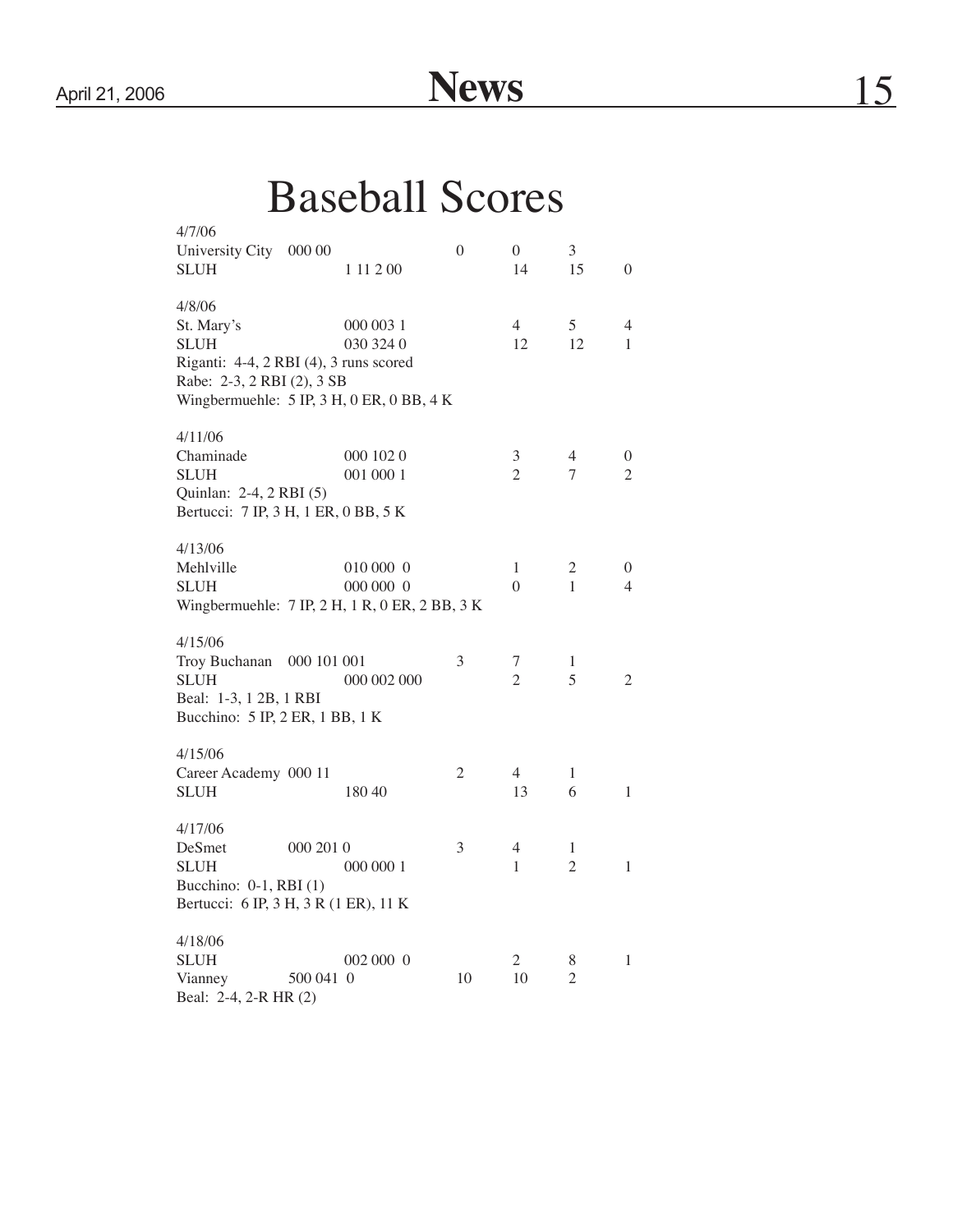# Baseball Scores

4/7/06

| | | | | | |
|---|---|---|---|---|---|
| University City | 000 00 | 0 | 0 | 3 | |
| SLUH | 1 11 2 00 | | 14 | 15 | 0 |

4/8/06

| | | | | |
|---|---|---|---|---|
| St. Mary's | 000 003 1 | 4 | 5 | 4 |
| SLUH | 030 324 0 | 12 | 12 | 1 |

Riganti: 4-4, 2 RBI (4), 3 runs scored
Rabe: 2-3, 2 RBI (2), 3 SB
Wingbermuehle: 5 IP, 3 H, 0 ER, 0 BB, 4 K

4/11/06

| | | | | |
|---|---|---|---|---|
| Chaminade | 000 102 0 | 3 | 4 | 0 |
| SLUH | 001 000 1 | 2 | 7 | 2 |

Quinlan: 2-4, 2 RBI (5)
Bertucci: 7 IP, 3 H, 1 ER, 0 BB, 5 K

4/13/06

| | | | | |
|---|---|---|---|---|
| Mehlville | 010 000 0 | 1 | 2 | 0 |
| SLUH | 000 000 0 | 0 | 1 | 4 |

Wingbermuehle: 7 IP, 2 H, 1 R, 0 ER, 2 BB, 3 K

4/15/06

| | | | | | |
|---|---|---|---|---|---|
| Troy Buchanan | 000 101 001 | 3 | 7 | 1 | |
| SLUH | 000 002 000 | | 2 | 5 | 2 |

Beal: 1-3, 1 2B, 1 RBI
Bucchino: 5 IP, 2 ER, 1 BB, 1 K

4/15/06

| | | | | | |
|---|---|---|---|---|---|
| Career Academy | 000 11 | 2 | 4 | 1 | |
| SLUH | 180 40 | | 13 | 6 | 1 |

4/17/06

| | | | | | |
|---|---|---|---|---|---|
| DeSmet | 000 201 0 | 3 | 4 | 1 | |
| SLUH | 000 000 1 | | 1 | 2 | 1 |

Bucchino: 0-1, RBI (1)
Bertucci: 6 IP, 3 H, 3 R (1 ER), 11 K

4/18/06

| | | | | | |
|---|---|---|---|---|---|
| SLUH | 002 000 0 | | 2 | 8 | 1 |
| Vianney | 500 041 0 | 10 | 10 | 2 | |

Beal: 2-4, 2-R HR (2)